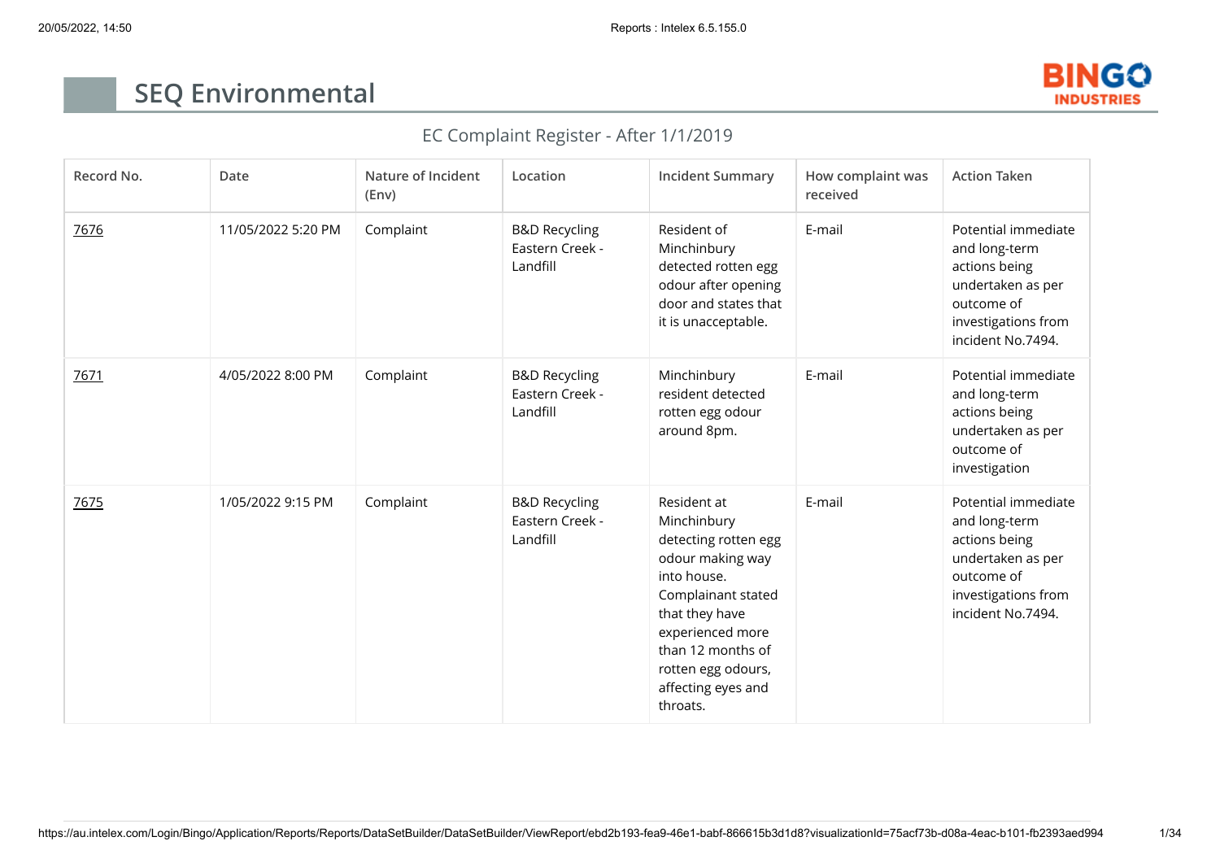# SEQ Environmental

BINGO INDUSTRIES

## EC Complaint Register - After 1/1/2019

| Record No. | Date | Nature of Incident (Env) | Location | Incident Summary | How complaint was received | Action Taken |
|---|---|---|---|---|---|---|
| 7676 | 11/05/2022 5:20 PM | Complaint | B&D Recycling Eastern Creek - Landfill | Resident of Minchinbury detected rotten egg odour after opening door and states that it is unacceptable. | E-mail | Potential immediate and long-term actions being undertaken as per outcome of investigations from incident No.7494. |
| 7671 | 4/05/2022 8:00 PM | Complaint | B&D Recycling Eastern Creek - Landfill | Minchinbury resident detected rotten egg odour around 8pm. | E-mail | Potential immediate and long-term actions being undertaken as per outcome of investigation |
| 7675 | 1/05/2022 9:15 PM | Complaint | B&D Recycling Eastern Creek - Landfill | Resident at Minchinbury detecting rotten egg odour making way into house. Complainant stated that they have experienced more than 12 months of rotten egg odours, affecting eyes and throats. | E-mail | Potential immediate and long-term actions being undertaken as per outcome of investigations from incident No.7494. |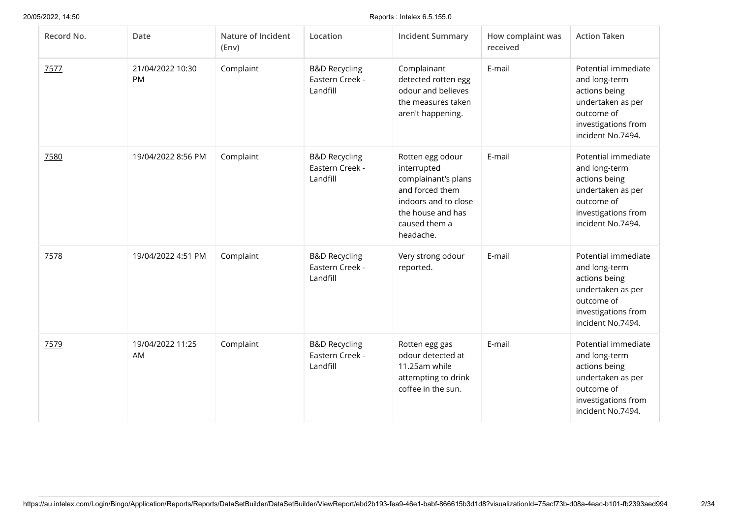| Record No. | Date | Nature of Incident (Env) | Location | Incident Summary | How complaint was received | Action Taken |
|---|---|---|---|---|---|---|
| 7577 | 21/04/2022 10:30 PM | Complaint | B&D Recycling Eastern Creek - Landfill | Complainant detected rotten egg odour and believes the measures taken aren't happening. | E-mail | Potential immediate and long-term actions being undertaken as per outcome of investigations from incident No.7494. |
| 7580 | 19/04/2022 8:56 PM | Complaint | B&D Recycling Eastern Creek - Landfill | Rotten egg odour interrupted complainant's plans and forced them indoors and to close the house and has caused them a headache. | E-mail | Potential immediate and long-term actions being undertaken as per outcome of investigations from incident No.7494. |
| 7578 | 19/04/2022 4:51 PM | Complaint | B&D Recycling Eastern Creek - Landfill | Very strong odour reported. | E-mail | Potential immediate and long-term actions being undertaken as per outcome of investigations from incident No.7494. |
| 7579 | 19/04/2022 11:25 AM | Complaint | B&D Recycling Eastern Creek - Landfill | Rotten egg gas odour detected at 11.25am while attempting to drink coffee in the sun. | E-mail | Potential immediate and long-term actions being undertaken as per outcome of investigations from incident No.7494. |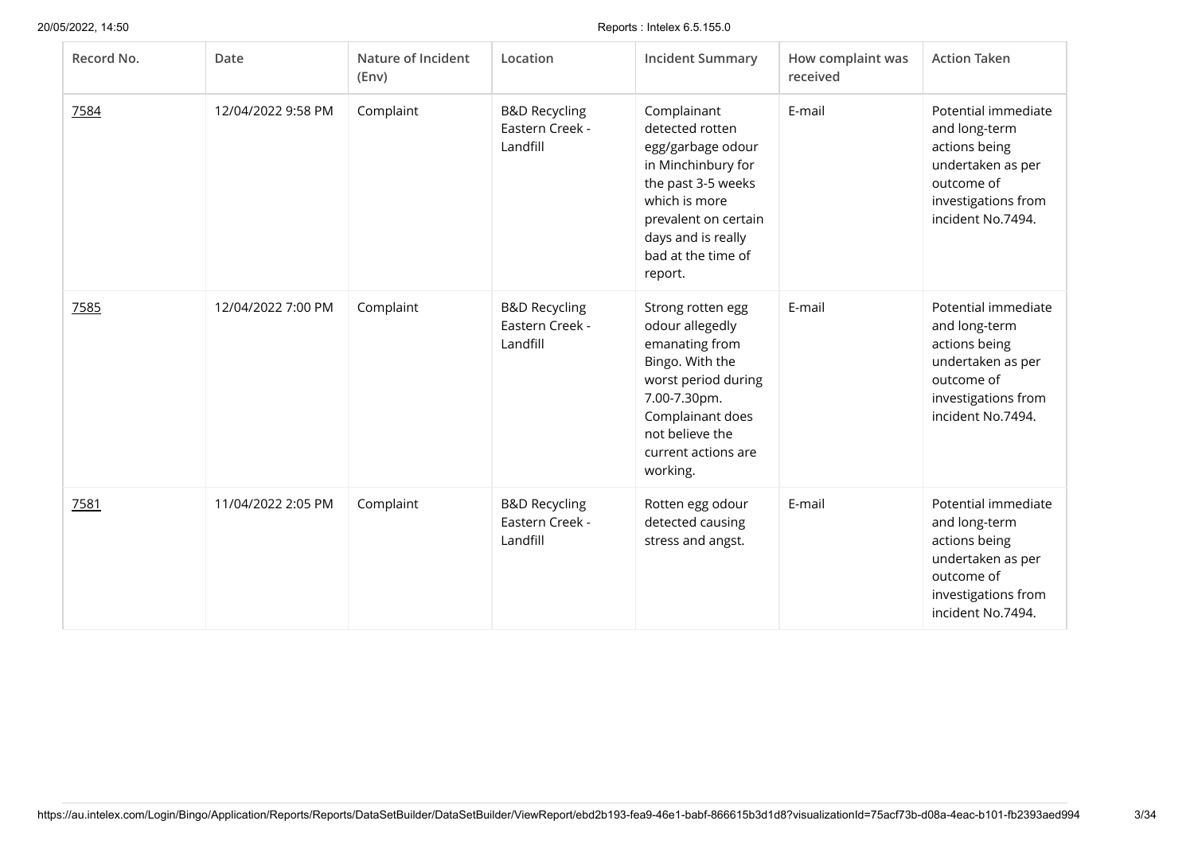| Record No. | Date | Nature of Incident (Env) | Location | Incident Summary | How complaint was received | Action Taken |
|---|---|---|---|---|---|---|
| 7584 | 12/04/2022 9:58 PM | Complaint | B&D Recycling Eastern Creek - Landfill | Complainant detected rotten egg/garbage odour in Minchinbury for the past 3-5 weeks which is more prevalent on certain days and is really bad at the time of report. | E-mail | Potential immediate and long-term actions being undertaken as per outcome of investigations from incident No.7494. |
| 7585 | 12/04/2022 7:00 PM | Complaint | B&D Recycling Eastern Creek - Landfill | Strong rotten egg odour allegedly emanating from Bingo. With the worst period during 7.00-7.30pm. Complainant does not believe the current actions are working. | E-mail | Potential immediate and long-term actions being undertaken as per outcome of investigations from incident No.7494. |
| 7581 | 11/04/2022 2:05 PM | Complaint | B&D Recycling Eastern Creek - Landfill | Rotten egg odour detected causing stress and angst. | E-mail | Potential immediate and long-term actions being undertaken as per outcome of investigations from incident No.7494. |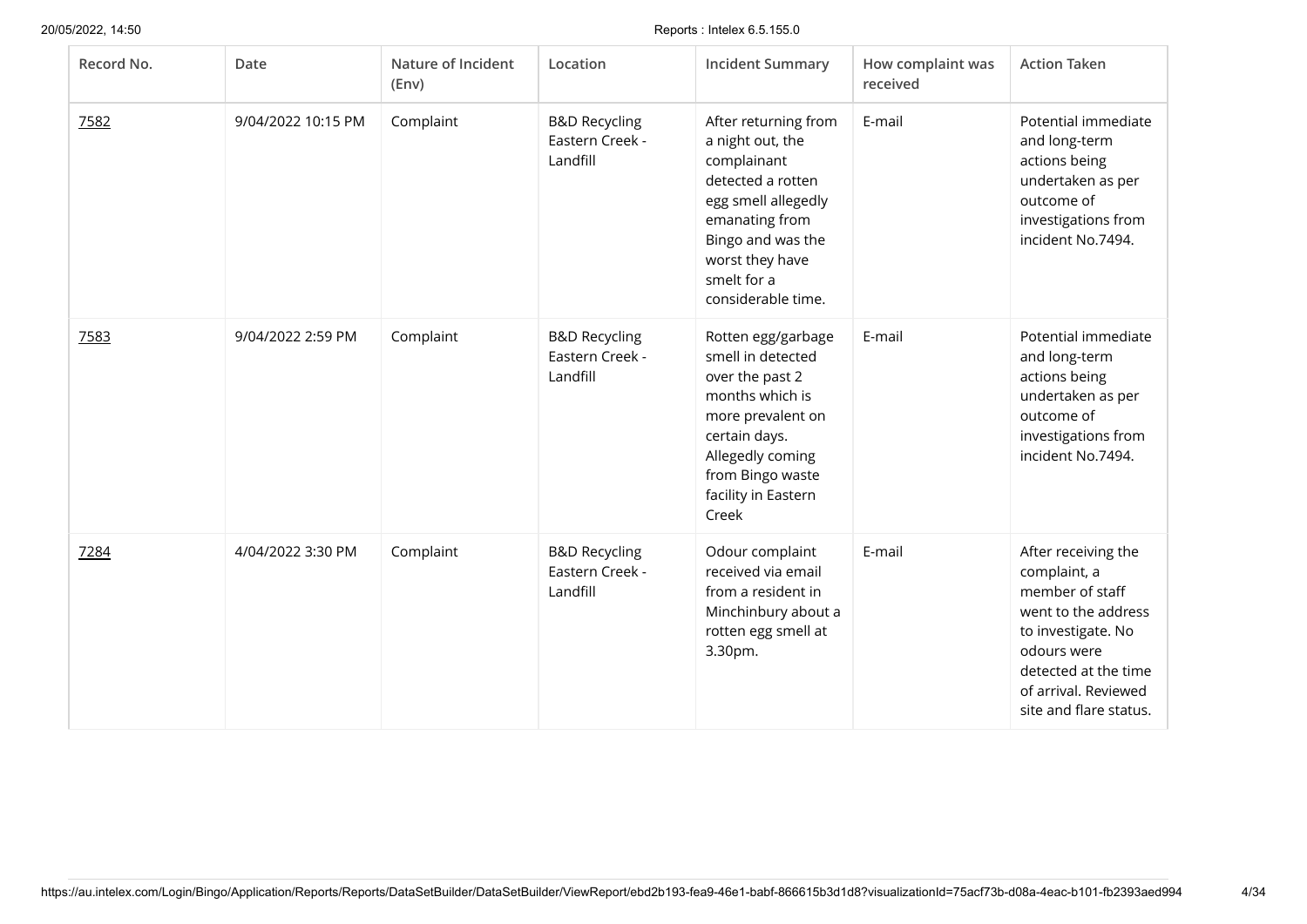| Record No. | Date | Nature of Incident (Env) | Location | Incident Summary | How complaint was received | Action Taken |
| --- | --- | --- | --- | --- | --- | --- |
| 7582 | 9/04/2022 10:15 PM | Complaint | B&D Recycling Eastern Creek - Landfill | After returning from a night out, the complainant detected a rotten egg smell allegedly emanating from Bingo and was the worst they have smelt for a considerable time. | E-mail | Potential immediate and long-term actions being undertaken as per outcome of investigations from incident No.7494. |
| 7583 | 9/04/2022 2:59 PM | Complaint | B&D Recycling Eastern Creek - Landfill | Rotten egg/garbage smell in detected over the past 2 months which is more prevalent on certain days. Allegedly coming from Bingo waste facility in Eastern Creek | E-mail | Potential immediate and long-term actions being undertaken as per outcome of investigations from incident No.7494. |
| 7284 | 4/04/2022 3:30 PM | Complaint | B&D Recycling Eastern Creek - Landfill | Odour complaint received via email from a resident in Minchinbury about a rotten egg smell at 3.30pm. | E-mail | After receiving the complaint, a member of staff went to the address to investigate. No odours were detected at the time of arrival. Reviewed site and flare status. |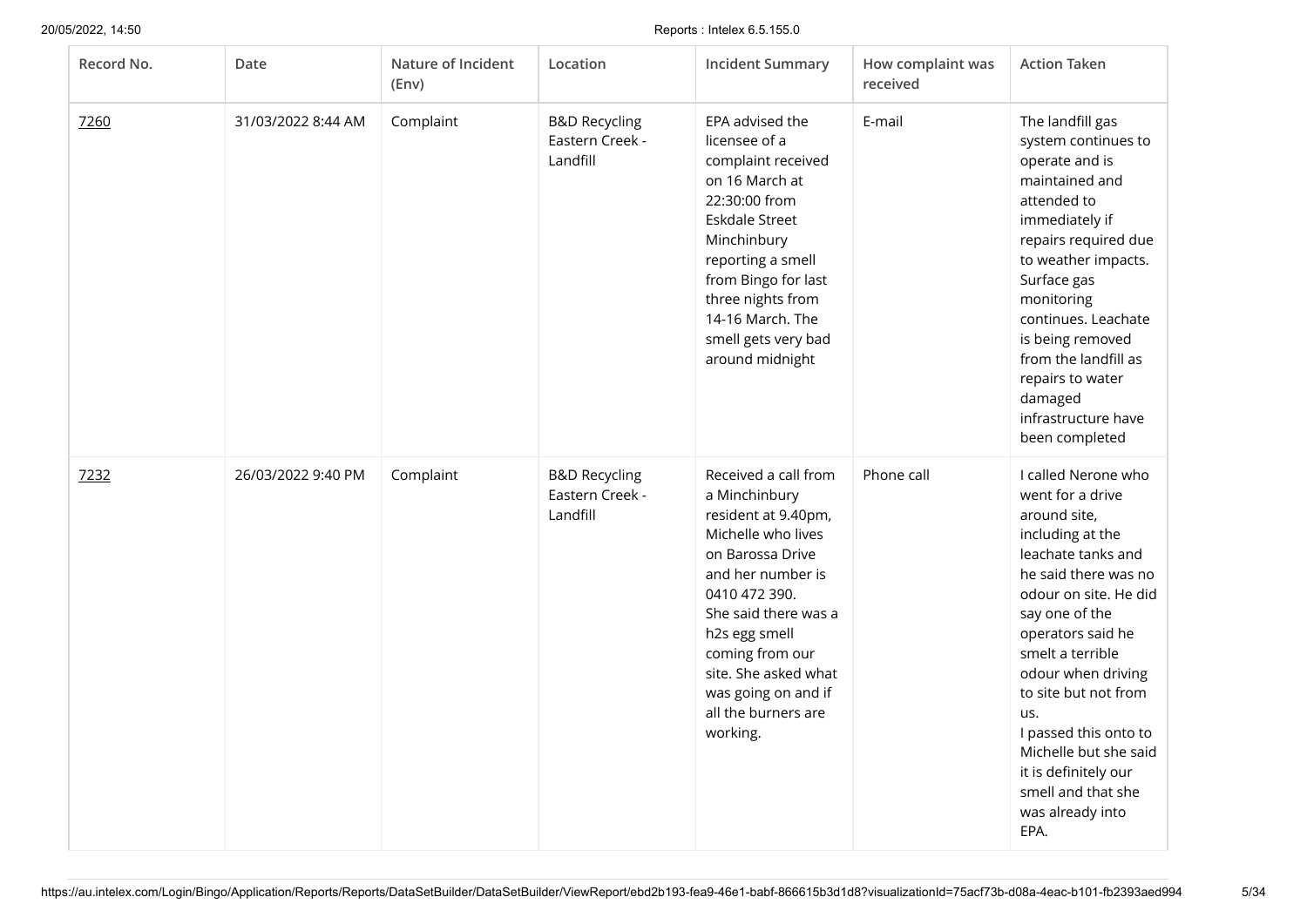| Record No. | Date | Nature of Incident (Env) | Location | Incident Summary | How complaint was received | Action Taken |
|---|---|---|---|---|---|---|
| 7260 | 31/03/2022 8:44 AM | Complaint | B&D Recycling Eastern Creek - Landfill | EPA advised the licensee of a complaint received on 16 March at 22:30:00 from Eskdale Street Minchinbury reporting a smell from Bingo for last three nights from 14-16 March. The smell gets very bad around midnight | E-mail | The landfill gas system continues to operate and is maintained and attended to immediately if repairs required due to weather impacts. Surface gas monitoring continues. Leachate is being removed from the landfill as repairs to water damaged infrastructure have been completed |
| 7232 | 26/03/2022 9:40 PM | Complaint | B&D Recycling Eastern Creek - Landfill | Received a call from a Minchinbury resident at 9.40pm, Michelle who lives on Barossa Drive and her number is 0410 472 390. She said there was a h2s egg smell coming from our site. She asked what was going on and if all the burners are working. | Phone call | I called Nerone who went for a drive around site, including at the leachate tanks and he said there was no odour on site. He did say one of the operators said he smelt a terrible odour when driving to site but not from us. I passed this onto to Michelle but she said it is definitely our smell and that she was already into EPA. |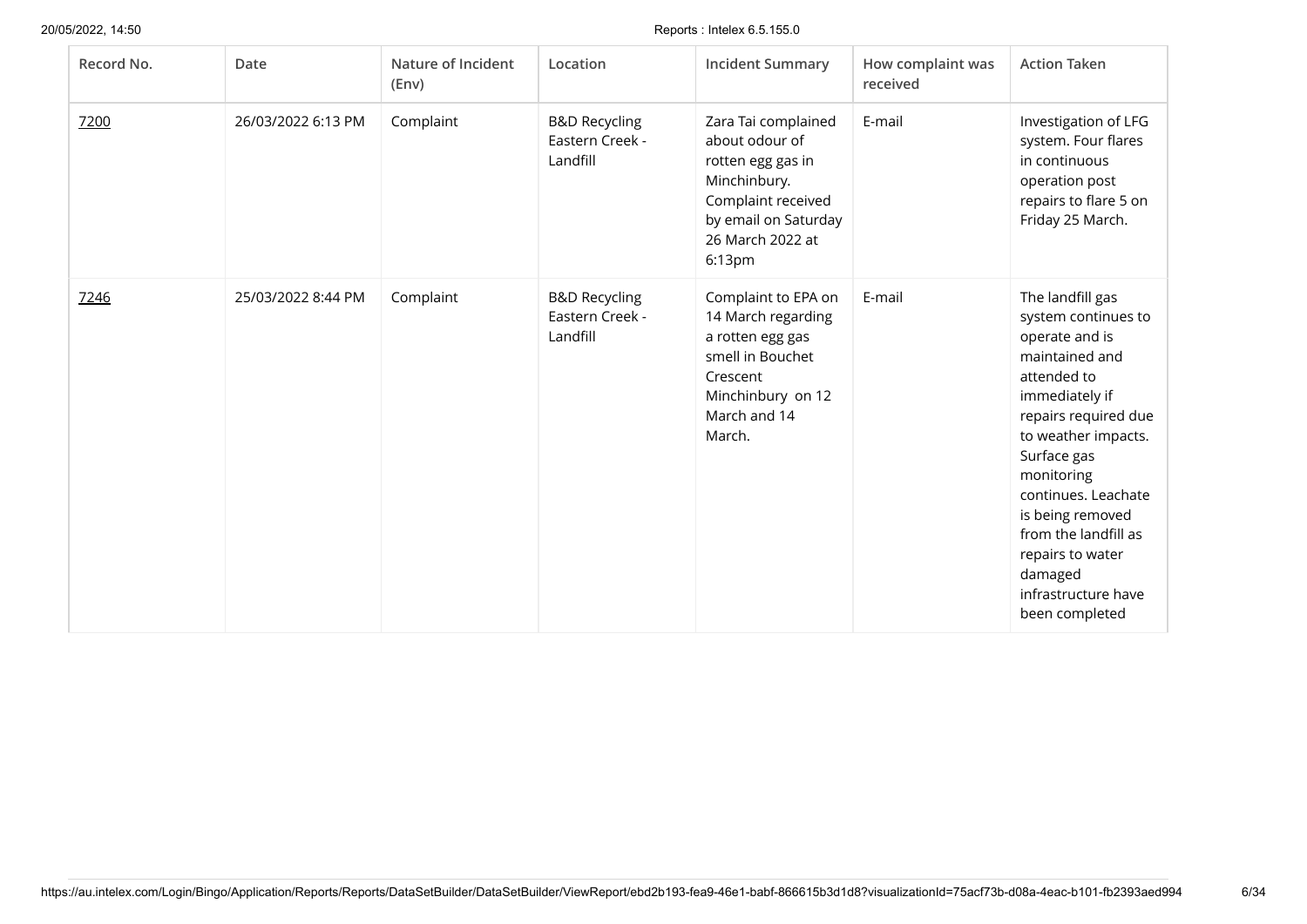| Record No. | Date | Nature of Incident (Env) | Location | Incident Summary | How complaint was received | Action Taken |
| --- | --- | --- | --- | --- | --- | --- |
| 7200 | 26/03/2022 6:13 PM | Complaint | B&D Recycling Eastern Creek - Landfill | Zara Tai complained about odour of rotten egg gas in Minchinbury. Complaint received by email on Saturday 26 March 2022 at 6:13pm | E-mail | Investigation of LFG system. Four flares in continuous operation post repairs to flare 5 on Friday 25 March. |
| 7246 | 25/03/2022 8:44 PM | Complaint | B&D Recycling Eastern Creek - Landfill | Complaint to EPA on 14 March regarding a rotten egg gas smell in Bouchet Crescent Minchinbury on 12 March and 14 March. | E-mail | The landfill gas system continues to operate and is maintained and attended to immediately if repairs required due to weather impacts. Surface gas monitoring continues. Leachate is being removed from the landfill as repairs to water damaged infrastructure have been completed |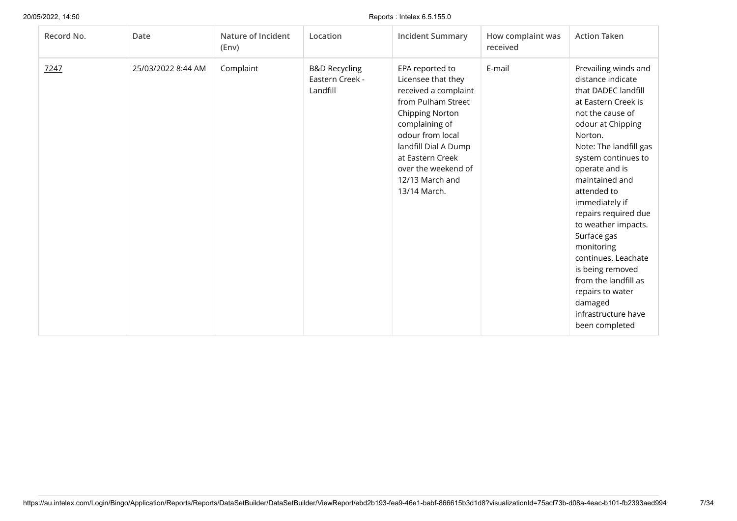| Record No. | Date | Nature of Incident (Env) | Location | Incident Summary | How complaint was received | Action Taken |
| --- | --- | --- | --- | --- | --- | --- |
| 7247 | 25/03/2022 8:44 AM | Complaint | B&D Recycling Eastern Creek - Landfill | EPA reported to Licensee that they received a complaint from Pulham Street Chipping Norton complaining of odour from local landfill Dial A Dump at Eastern Creek over the weekend of 12/13 March and 13/14 March. | E-mail | Prevailing winds and distance indicate that DADEC landfill at Eastern Creek is not the cause of odour at Chipping Norton. Note: The landfill gas system continues to operate and is maintained and attended to immediately if repairs required due to weather impacts. Surface gas monitoring continues. Leachate is being removed from the landfill as repairs to water damaged infrastructure have been completed |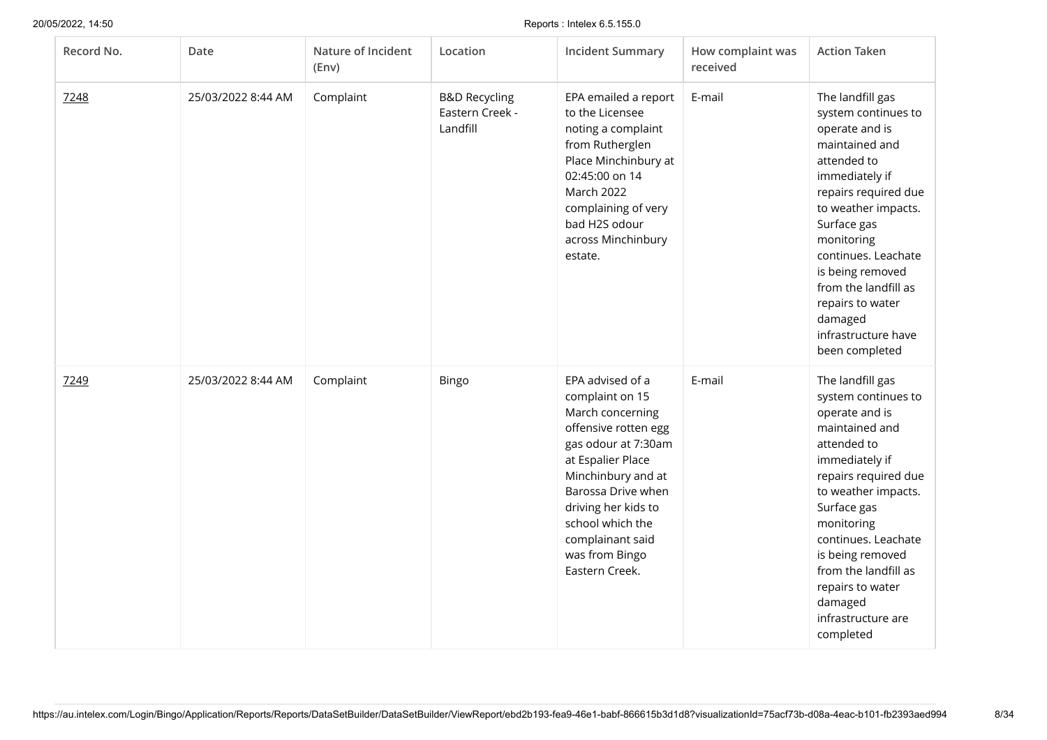| Record No. | Date | Nature of Incident (Env) | Location | Incident Summary | How complaint was received | Action Taken |
| --- | --- | --- | --- | --- | --- | --- |
| 7248 | 25/03/2022 8:44 AM | Complaint | B&D Recycling Eastern Creek - Landfill | EPA emailed a report to the Licensee noting a complaint from Rutherglen Place Minchinbury at 02:45:00 on 14 March 2022 complaining of very bad $H_2S$ odour across Minchinbury estate. | E-mail | The landfill gas system continues to operate and is maintained and attended to immediately if repairs required due to weather impacts. Surface gas monitoring continues. Leachate is being removed from the landfill as repairs to water damaged infrastructure have been completed |
| 7249 | 25/03/2022 8:44 AM | Complaint | Bingo | EPA advised of a complaint on 15 March concerning offensive rotten egg gas odour at 7:30am at Espalier Place Minchinbury and at Barossa Drive when driving her kids to school which the complainant said was from Bingo Eastern Creek. | E-mail | The landfill gas system continues to operate and is maintained and attended to immediately if repairs required due to weather impacts. Surface gas monitoring continues. Leachate is being removed from the landfill as repairs to water damaged infrastructure are completed |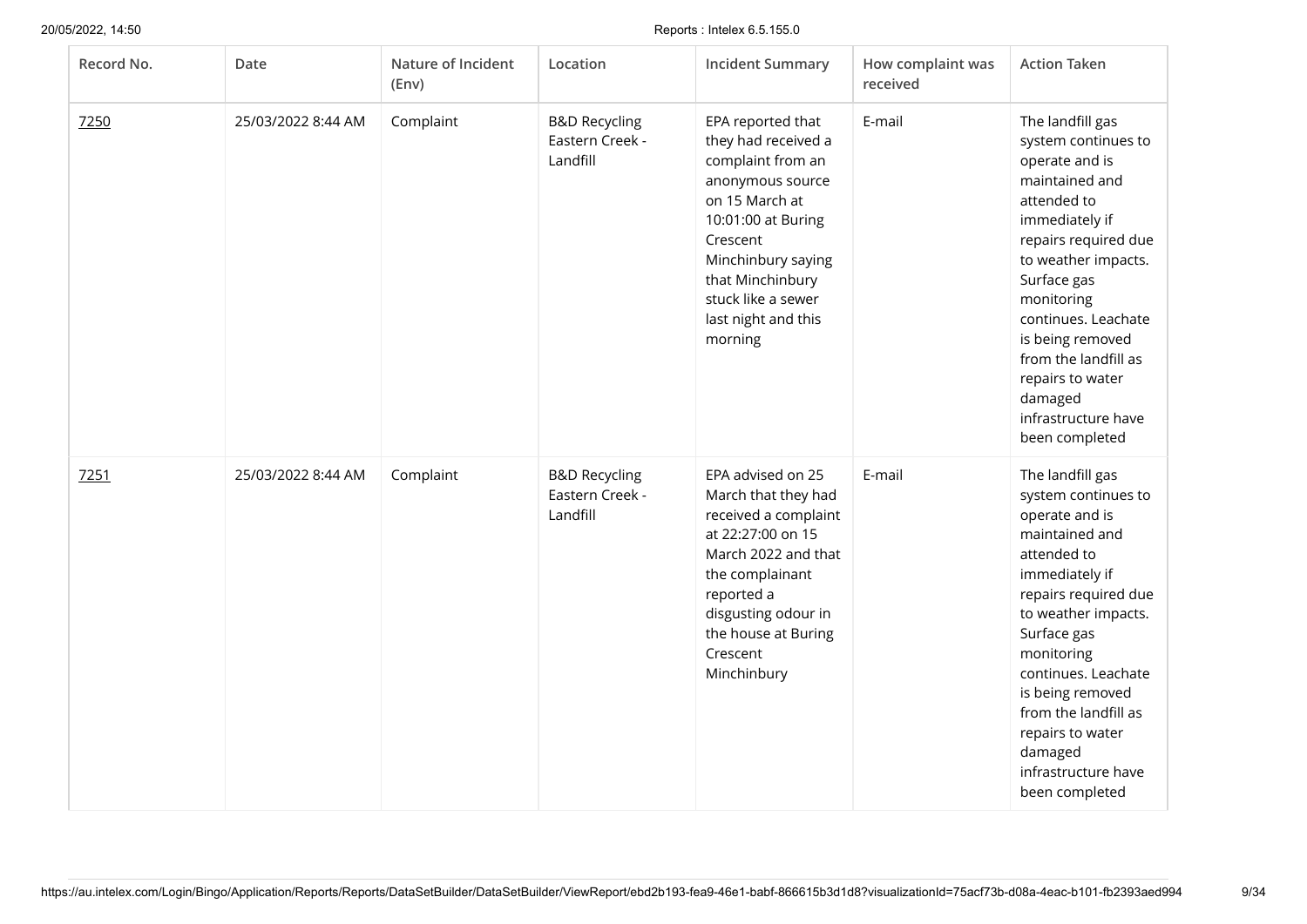| Record No. | Date | Nature of Incident (Env) | Location | Incident Summary | How complaint was received | Action Taken |
|---|---|---|---|---|---|---|
| 7250 | 25/03/2022 8:44 AM | Complaint | B&D Recycling Eastern Creek - Landfill | EPA reported that they had received a complaint from an anonymous source on 15 March at 10:01:00 at Buring Crescent Minchinbury saying that Minchinbury stuck like a sewer last night and this morning | E-mail | The landfill gas system continues to operate and is maintained and attended to immediately if repairs required due to weather impacts. Surface gas monitoring continues. Leachate is being removed from the landfill as repairs to water damaged infrastructure have been completed |
| 7251 | 25/03/2022 8:44 AM | Complaint | B&D Recycling Eastern Creek - Landfill | EPA advised on 25 March that they had received a complaint at 22:27:00 on 15 March 2022 and that the complainant reported a disgusting odour in the house at Buring Crescent Minchinbury | E-mail | The landfill gas system continues to operate and is maintained and attended to immediately if repairs required due to weather impacts. Surface gas monitoring continues. Leachate is being removed from the landfill as repairs to water damaged infrastructure have been completed |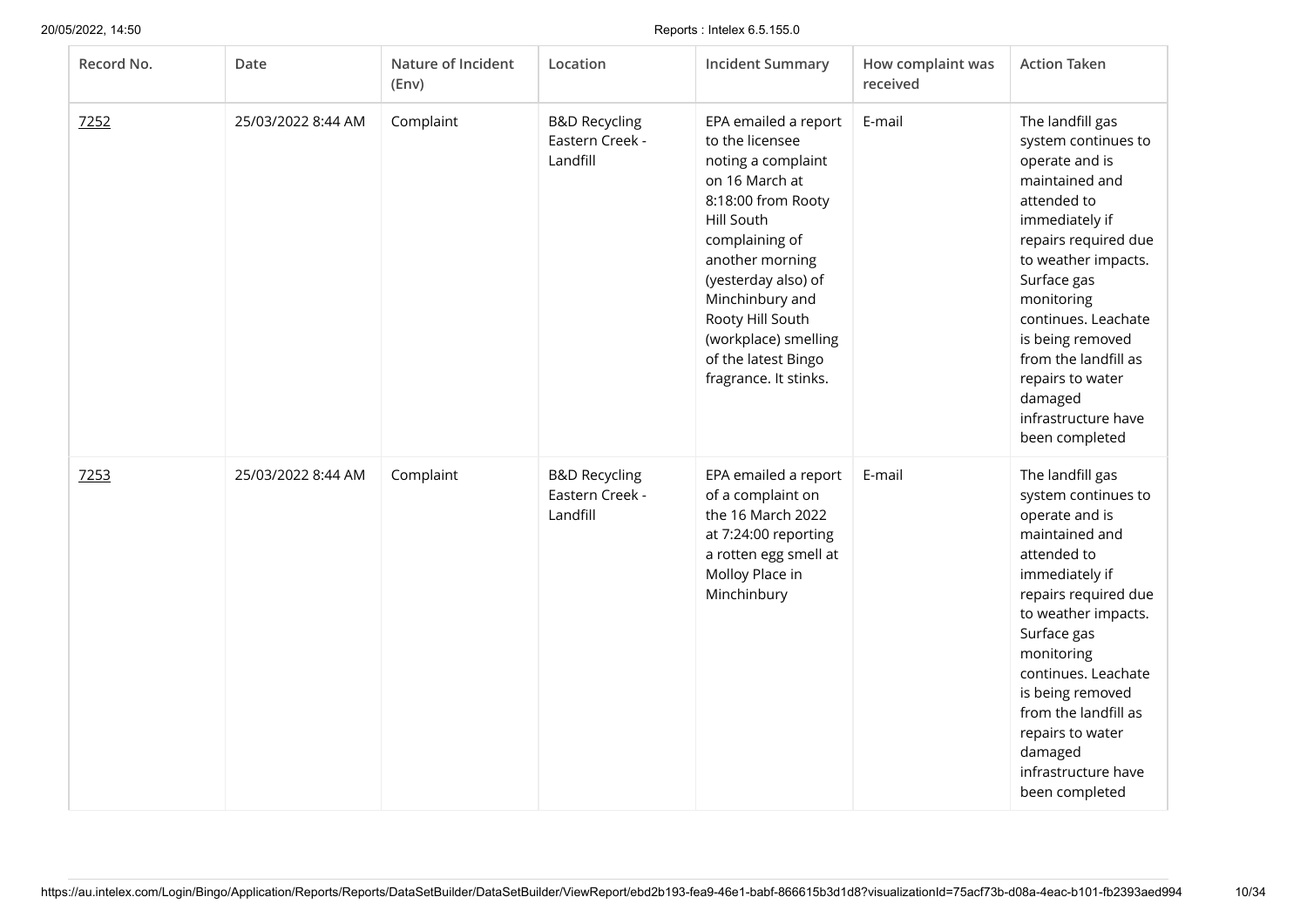| Record No. | Date | Nature of Incident (Env) | Location | Incident Summary | How complaint was received | Action Taken |
|---|---|---|---|---|---|---|
| 7252 | 25/03/2022 8:44 AM | Complaint | B&D Recycling Eastern Creek - Landfill | EPA emailed a report to the licensee noting a complaint on 16 March at 8:18:00 from Rooty Hill South complaining of another morning (yesterday also) of Minchinbury and Rooty Hill South (workplace) smelling of the latest Bingo fragrance. It stinks. | E-mail | The landfill gas system continues to operate and is maintained and attended to immediately if repairs required due to weather impacts. Surface gas monitoring continues. Leachate is being removed from the landfill as repairs to water damaged infrastructure have been completed |
| 7253 | 25/03/2022 8:44 AM | Complaint | B&D Recycling Eastern Creek - Landfill | EPA emailed a report of a complaint on the 16 March 2022 at 7:24:00 reporting a rotten egg smell at Molloy Place in Minchinbury | E-mail | The landfill gas system continues to operate and is maintained and attended to immediately if repairs required due to weather impacts. Surface gas monitoring continues. Leachate is being removed from the landfill as repairs to water damaged infrastructure have been completed |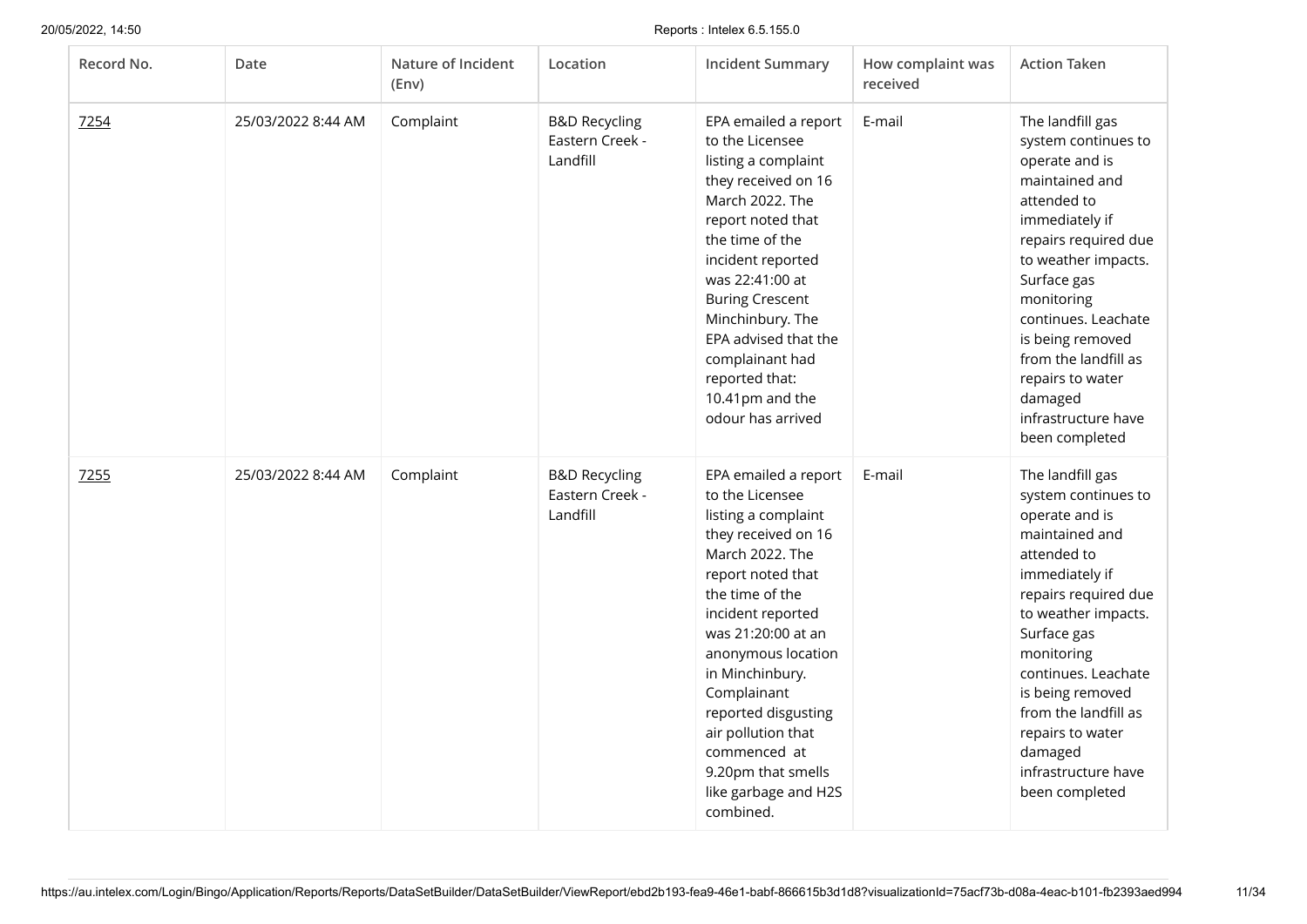| Record No. | Date | Nature of Incident (Env) | Location | Incident Summary | How complaint was received | Action Taken |
|---|---|---|---|---|---|---|
| 7254 | 25/03/2022 8:44 AM | Complaint | B&D Recycling Eastern Creek - Landfill | EPA emailed a report to the Licensee listing a complaint they received on 16 March 2022. The report noted that the time of the incident reported was 22:41:00 at Buring Crescent Minchinbury. The EPA advised that the complainant had reported that: 10.41pm and the odour has arrived | E-mail | The landfill gas system continues to operate and is maintained and attended to immediately if repairs required due to weather impacts. Surface gas monitoring continues. Leachate is being removed from the landfill as repairs to water damaged infrastructure have been completed |
| 7255 | 25/03/2022 8:44 AM | Complaint | B&D Recycling Eastern Creek - Landfill | EPA emailed a report to the Licensee listing a complaint they received on 16 March 2022. The report noted that the time of the incident reported was 21:20:00 at an anonymous location in Minchinbury. Complainant reported disgusting air pollution that commenced at 9.20pm that smells like garbage and H2S combined. | E-mail | The landfill gas system continues to operate and is maintained and attended to immediately if repairs required due to weather impacts. Surface gas monitoring continues. Leachate is being removed from the landfill as repairs to water damaged infrastructure have been completed |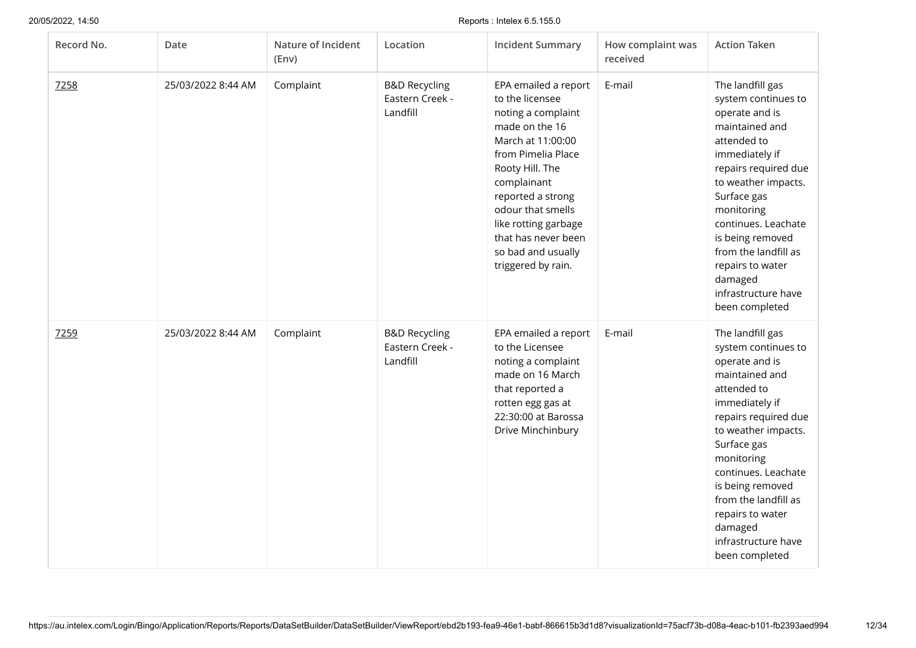| Record No. | Date | Nature of Incident (Env) | Location | Incident Summary | How complaint was received | Action Taken |
|---|---|---|---|---|---|---|
| 7258 | 25/03/2022 8:44 AM | Complaint | B&D Recycling Eastern Creek - Landfill | EPA emailed a report to the licensee noting a complaint made on the 16 March at 11:00:00 from Pimelia Place Rooty Hill. The complainant reported a strong odour that smells like rotting garbage that has never been so bad and usually triggered by rain. | E-mail | The landfill gas system continues to operate and is maintained and attended to immediately if repairs required due to weather impacts. Surface gas monitoring continues. Leachate is being removed from the landfill as repairs to water damaged infrastructure have been completed |
| 7259 | 25/03/2022 8:44 AM | Complaint | B&D Recycling Eastern Creek - Landfill | EPA emailed a report to the Licensee noting a complaint made on 16 March that reported a rotten egg gas at 22:30:00 at Barossa Drive Minchinbury | E-mail | The landfill gas system continues to operate and is maintained and attended to immediately if repairs required due to weather impacts. Surface gas monitoring continues. Leachate is being removed from the landfill as repairs to water damaged infrastructure have been completed |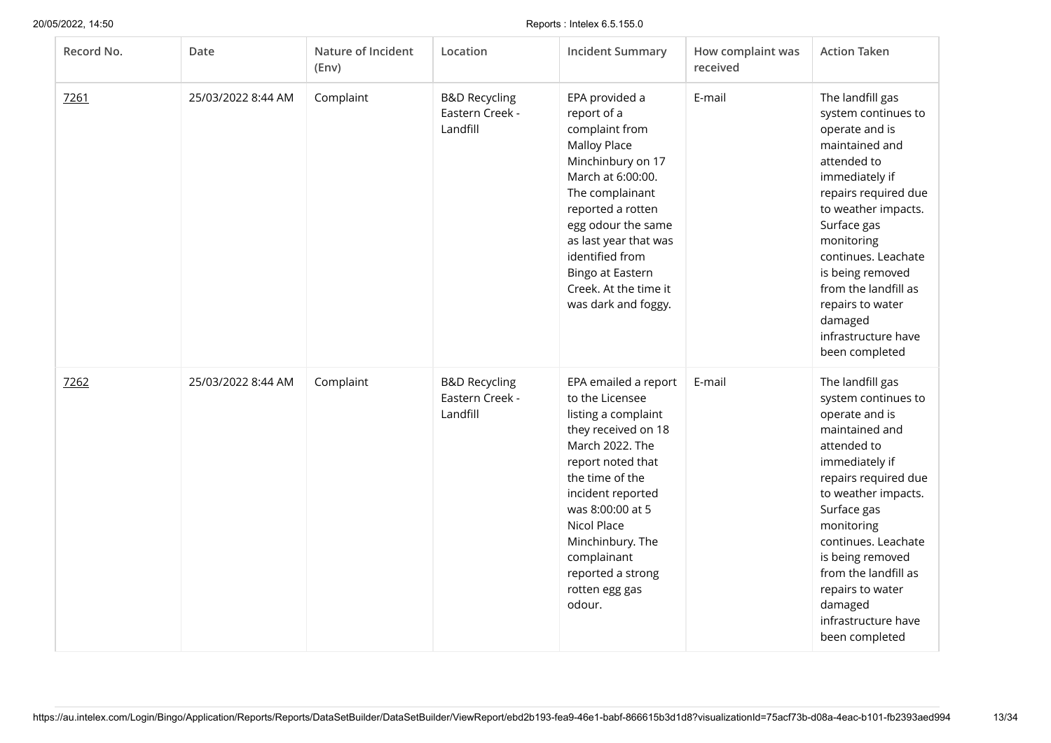| Record No. | Date | Nature of Incident (Env) | Location | Incident Summary | How complaint was received | Action Taken |
|---|---|---|---|---|---|---|
| 7261 | 25/03/2022 8:44 AM | Complaint | B&D Recycling Eastern Creek - Landfill | EPA provided a report of a complaint from Malloy Place Minchinbury on 17 March at 6:00:00. The complainant reported a rotten egg odour the same as last year that was identified from Bingo at Eastern Creek. At the time it was dark and foggy. | E-mail | The landfill gas system continues to operate and is maintained and attended to immediately if repairs required due to weather impacts. Surface gas monitoring continues. Leachate is being removed from the landfill as repairs to water damaged infrastructure have been completed |
| 7262 | 25/03/2022 8:44 AM | Complaint | B&D Recycling Eastern Creek - Landfill | EPA emailed a report to the Licensee listing a complaint they received on 18 March 2022. The report noted that the time of the incident reported was 8:00:00 at 5 Nicol Place Minchinbury. The complainant reported a strong rotten egg gas odour. | E-mail | The landfill gas system continues to operate and is maintained and attended to immediately if repairs required due to weather impacts. Surface gas monitoring continues. Leachate is being removed from the landfill as repairs to water damaged infrastructure have been completed |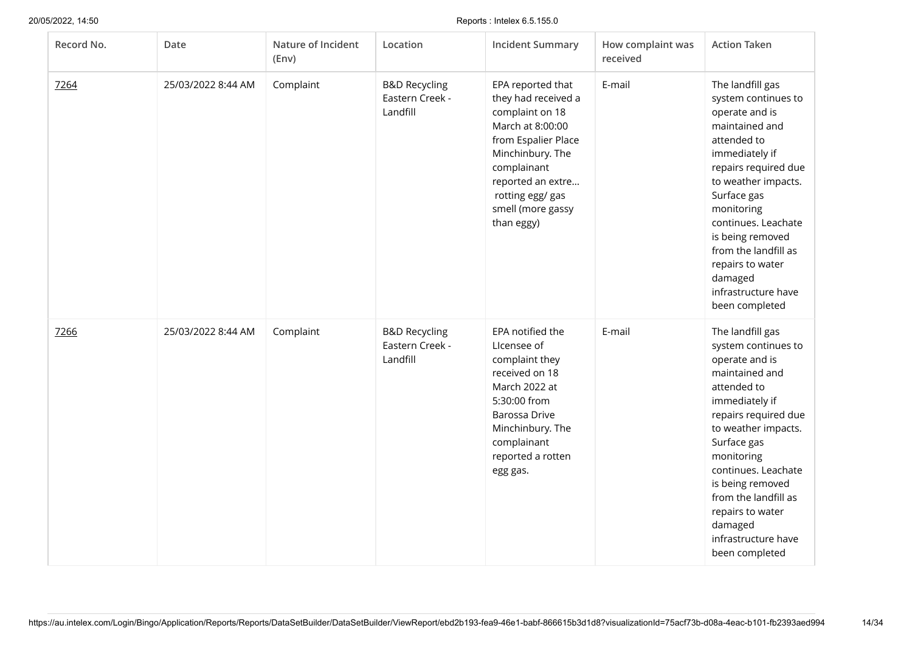| Record No. | Date | Nature of Incident (Env) | Location | Incident Summary | How complaint was received | Action Taken |
|---|---|---|---|---|---|---|
| 7264 | 25/03/2022 8:44 AM | Complaint | B&D Recycling Eastern Creek - Landfill | EPA reported that they had received a complaint on 18 March at 8:00:00 from Espalier Place Minchinbury. The complainant reported an extre... rotting egg/ gas smell (more gassy than eggy) | E-mail | The landfill gas system continues to operate and is maintained and attended to immediately if repairs required due to weather impacts. Surface gas monitoring continues. Leachate is being removed from the landfill as repairs to water damaged infrastructure have been completed |
| 7266 | 25/03/2022 8:44 AM | Complaint | B&D Recycling Eastern Creek - Landfill | EPA notified the LIcensee of complaint they received on 18 March 2022 at 5:30:00 from Barossa Drive Minchinbury. The complainant reported a rotten egg gas. | E-mail | The landfill gas system continues to operate and is maintained and attended to immediately if repairs required due to weather impacts. Surface gas monitoring continues. Leachate is being removed from the landfill as repairs to water damaged infrastructure have been completed |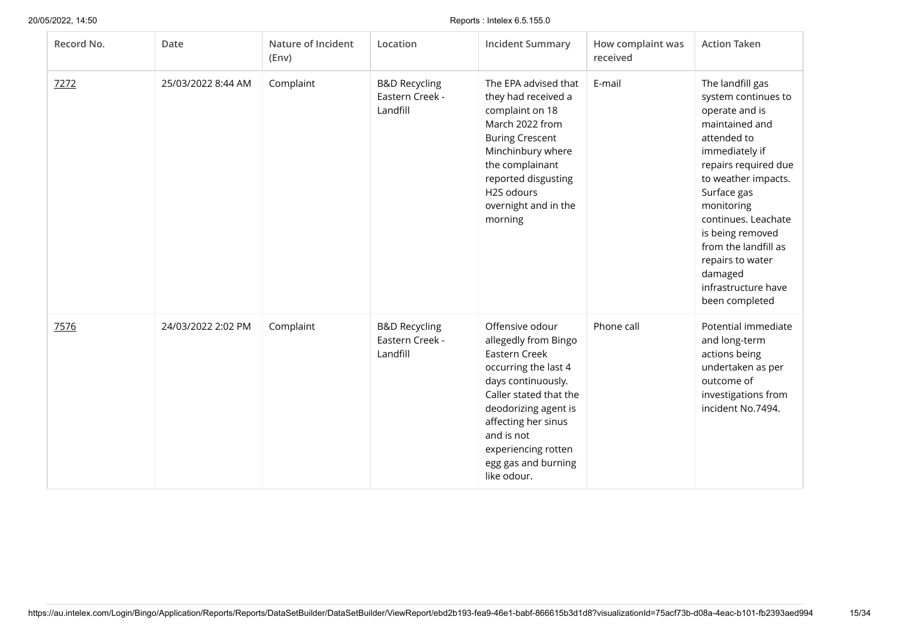| Record No. | Date | Nature of Incident (Env) | Location | Incident Summary | How complaint was received | Action Taken |
|---|---|---|---|---|---|---|
| 7272 | 25/03/2022 8:44 AM | Complaint | B&D Recycling Eastern Creek - Landfill | The EPA advised that they had received a complaint on 18 March 2022 from Buring Crescent Minchinbury where the complainant reported disgusting $H_2S$ odours overnight and in the morning | E-mail | The landfill gas system continues to operate and is maintained and attended to immediately if repairs required due to weather impacts. Surface gas monitoring continues. Leachate is being removed from the landfill as repairs to water damaged infrastructure have been completed |
| 7576 | 24/03/2022 2:02 PM | Complaint | B&D Recycling Eastern Creek - Landfill | Offensive odour allegedly from Bingo Eastern Creek occurring the last 4 days continuously. Caller stated that the deodorizing agent is affecting her sinus and is not experiencing rotten egg gas and burning like odour. | Phone call | Potential immediate and long-term actions being undertaken as per outcome of investigations from incident No.7494. |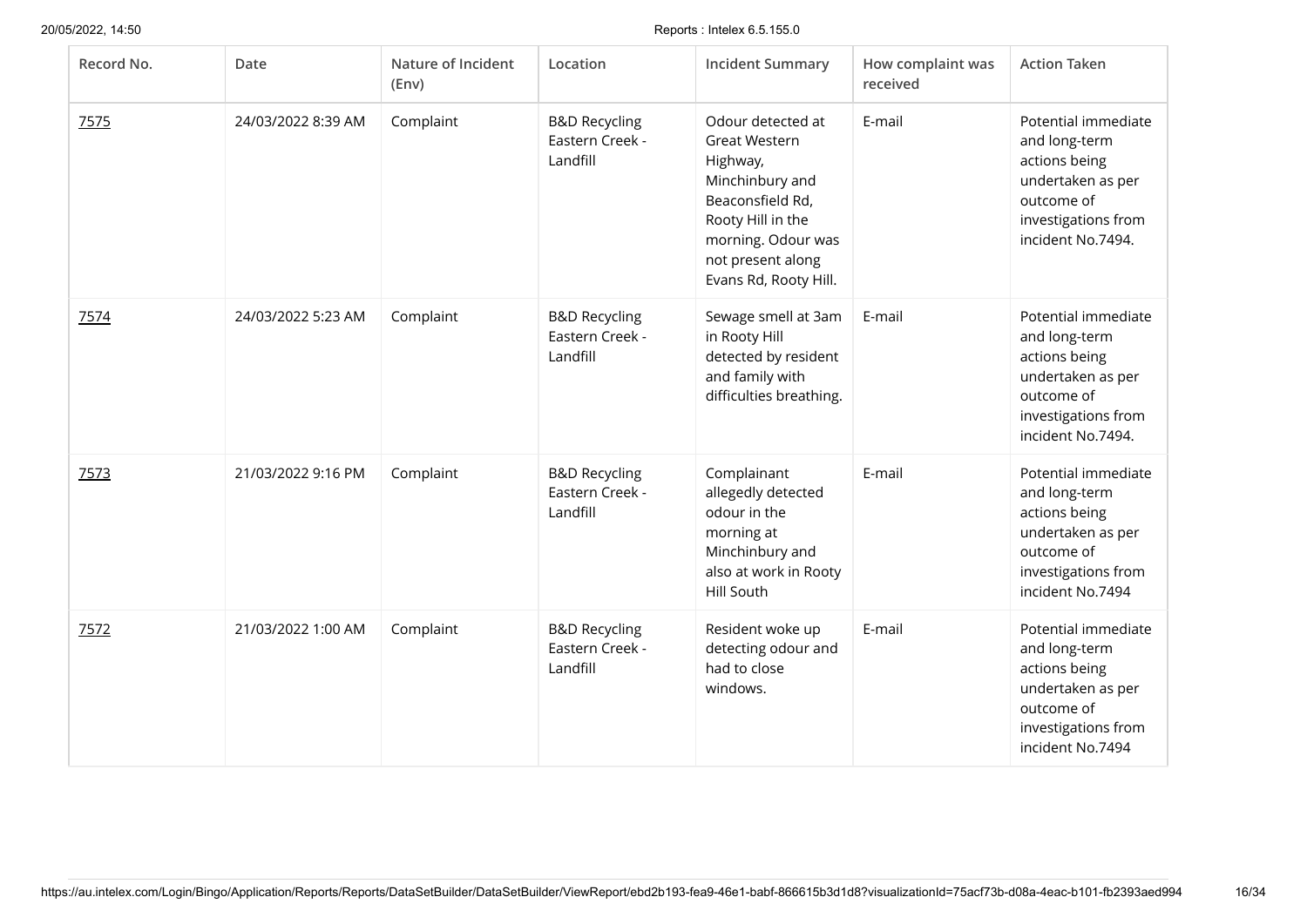| Record No. | Date | Nature of Incident (Env) | Location | Incident Summary | How complaint was received | Action Taken |
| --- | --- | --- | --- | --- | --- | --- |
| 7575 | 24/03/2022 8:39 AM | Complaint | B&D Recycling Eastern Creek - Landfill | Odour detected at Great Western Highway, Minchinbury and Beaconsfield Rd, Rooty Hill in the morning. Odour was not present along Evans Rd, Rooty Hill. | E-mail | Potential immediate and long-term actions being undertaken as per outcome of investigations from incident No.7494. |
| 7574 | 24/03/2022 5:23 AM | Complaint | B&D Recycling Eastern Creek - Landfill | Sewage smell at 3am in Rooty Hill detected by resident and family with difficulties breathing. | E-mail | Potential immediate and long-term actions being undertaken as per outcome of investigations from incident No.7494. |
| 7573 | 21/03/2022 9:16 PM | Complaint | B&D Recycling Eastern Creek - Landfill | Complainant allegedly detected odour in the morning at Minchinbury and also at work in Rooty Hill South | E-mail | Potential immediate and long-term actions being undertaken as per outcome of investigations from incident No.7494 |
| 7572 | 21/03/2022 1:00 AM | Complaint | B&D Recycling Eastern Creek - Landfill | Resident woke up detecting odour and had to close windows. | E-mail | Potential immediate and long-term actions being undertaken as per outcome of investigations from incident No.7494 |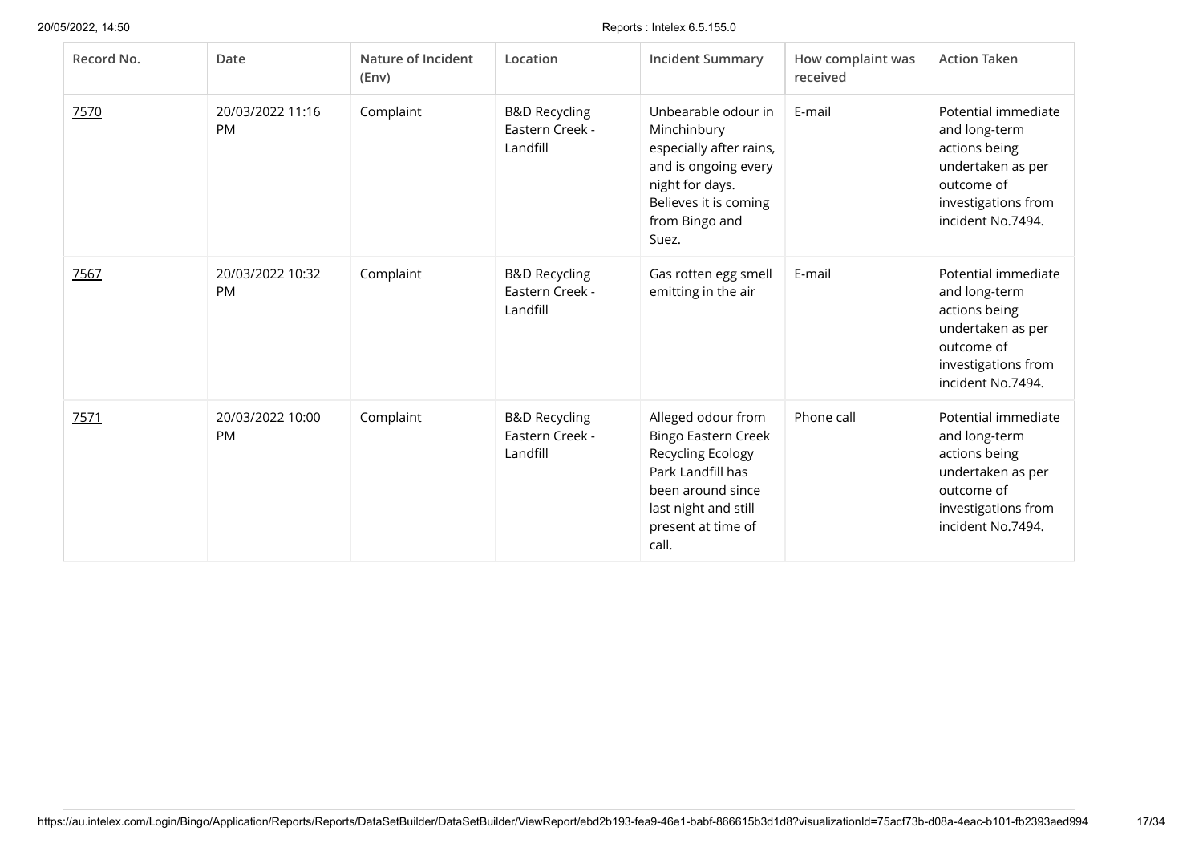| Record No. | Date | Nature of Incident (Env) | Location | Incident Summary | How complaint was received | Action Taken |
|---|---|---|---|---|---|---|
| 7570 | 20/03/2022 11:16 PM | Complaint | B&D Recycling Eastern Creek - Landfill | Unbearable odour in Minchinbury especially after rains, and is ongoing every night for days. Believes it is coming from Bingo and Suez. | E-mail | Potential immediate and long-term actions being undertaken as per outcome of investigations from incident No.7494. |
| 7567 | 20/03/2022 10:32 PM | Complaint | B&D Recycling Eastern Creek - Landfill | Gas rotten egg smell emitting in the air | E-mail | Potential immediate and long-term actions being undertaken as per outcome of investigations from incident No.7494. |
| 7571 | 20/03/2022 10:00 PM | Complaint | B&D Recycling Eastern Creek - Landfill | Alleged odour from Bingo Eastern Creek Recycling Ecology Park Landfill has been around since last night and still present at time of call. | Phone call | Potential immediate and long-term actions being undertaken as per outcome of investigations from incident No.7494. |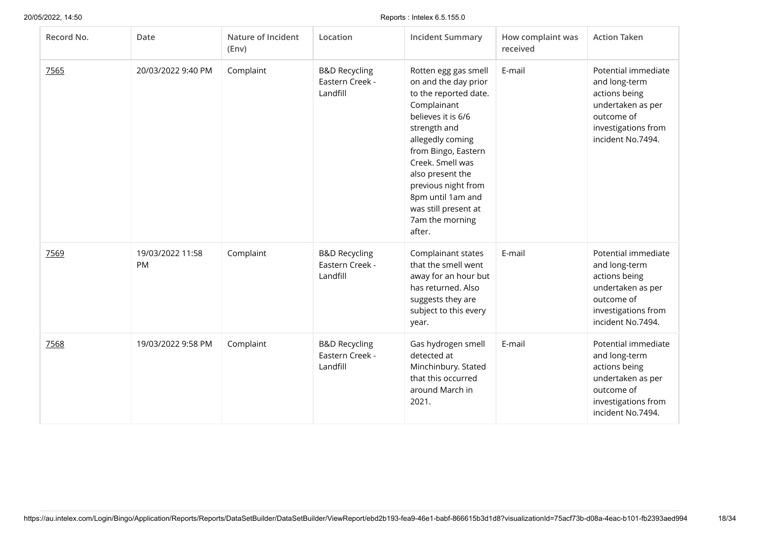| Record No. | Date | Nature of Incident (Env) | Location | Incident Summary | How complaint was received | Action Taken |
| --- | --- | --- | --- | --- | --- | --- |
| 7565 | 20/03/2022 9:40 PM | Complaint | B&D Recycling Eastern Creek - Landfill | Rotten egg gas smell on and the day prior to the reported date. Complainant believes it is 6/6 strength and allegedly coming from Bingo, Eastern Creek. Smell was also present the previous night from 8pm until 1am and was still present at 7am the morning after. | E-mail | Potential immediate and long-term actions being undertaken as per outcome of investigations from incident No.7494. |
| 7569 | 19/03/2022 11:58 PM | Complaint | B&D Recycling Eastern Creek - Landfill | Complainant states that the smell went away for an hour but has returned. Also suggests they are subject to this every year. | E-mail | Potential immediate and long-term actions being undertaken as per outcome of investigations from incident No.7494. |
| 7568 | 19/03/2022 9:58 PM | Complaint | B&D Recycling Eastern Creek - Landfill | Gas hydrogen smell detected at Minchinbury. Stated that this occurred around March in 2021. | E-mail | Potential immediate and long-term actions being undertaken as per outcome of investigations from incident No.7494. |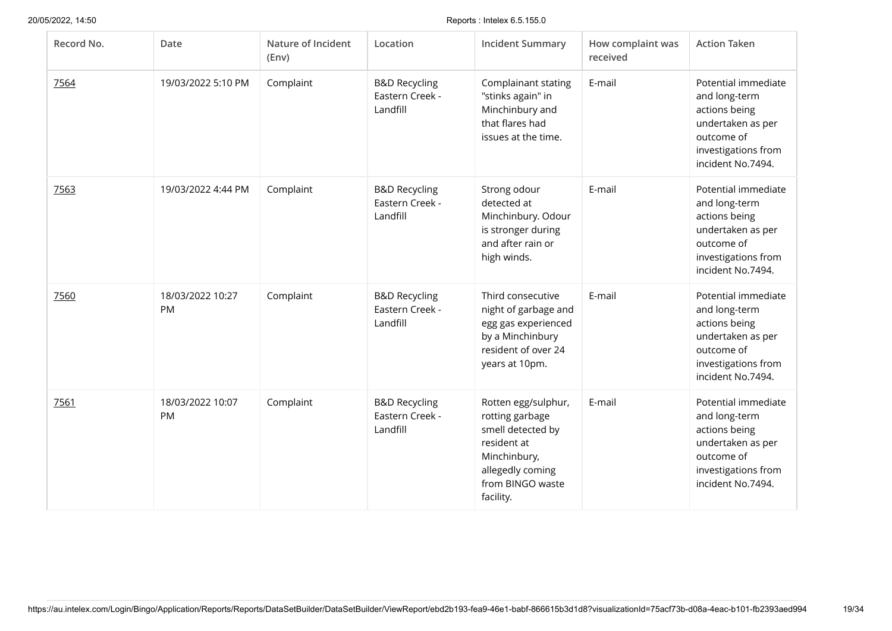| Record No. | Date | Nature of Incident (Env) | Location | Incident Summary | How complaint was received | Action Taken |
| --- | --- | --- | --- | --- | --- | --- |
| 7564 | 19/03/2022 5:10 PM | Complaint | B&D Recycling Eastern Creek - Landfill | Complainant stating "stinks again" in Minchinbury and that flares had issues at the time. | E-mail | Potential immediate and long-term actions being undertaken as per outcome of investigations from incident No.7494. |
| 7563 | 19/03/2022 4:44 PM | Complaint | B&D Recycling Eastern Creek - Landfill | Strong odour detected at Minchinbury. Odour is stronger during and after rain or high winds. | E-mail | Potential immediate and long-term actions being undertaken as per outcome of investigations from incident No.7494. |
| 7560 | 18/03/2022 10:27 PM | Complaint | B&D Recycling Eastern Creek - Landfill | Third consecutive night of garbage and egg gas experienced by a Minchinbury resident of over 24 years at 10pm. | E-mail | Potential immediate and long-term actions being undertaken as per outcome of investigations from incident No.7494. |
| 7561 | 18/03/2022 10:07 PM | Complaint | B&D Recycling Eastern Creek - Landfill | Rotten egg/sulphur, rotting garbage smell detected by resident at Minchinbury, allegedly coming from BINGO waste facility. | E-mail | Potential immediate and long-term actions being undertaken as per outcome of investigations from incident No.7494. |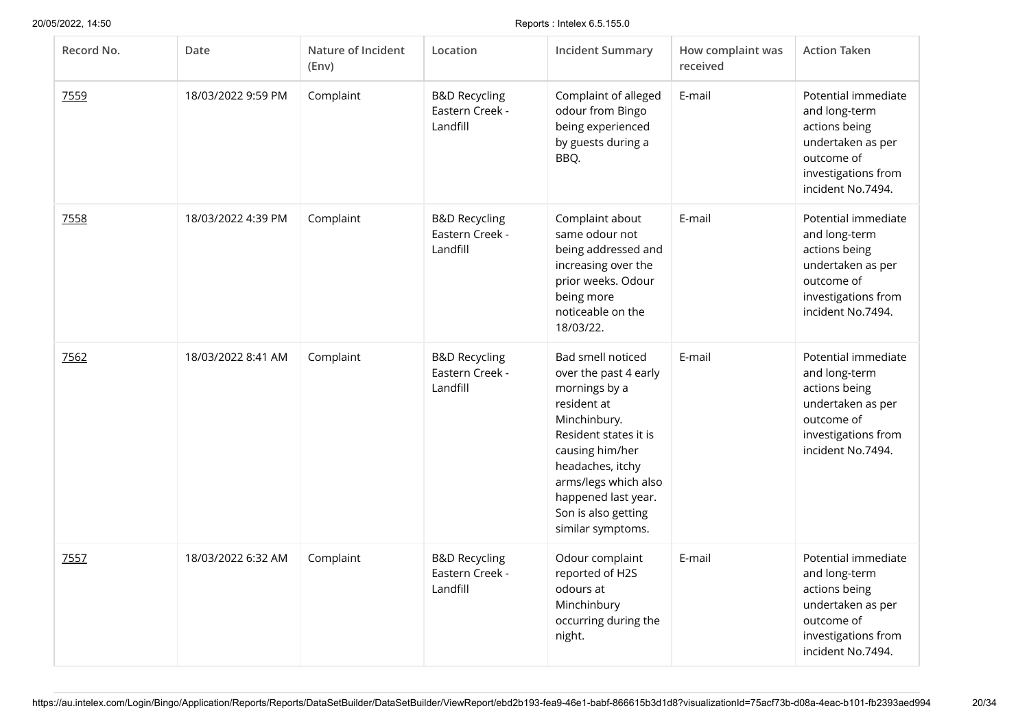| Record No. | Date | Nature of Incident (Env) | Location | Incident Summary | How complaint was received | Action Taken |
|---|---|---|---|---|---|---|
| 7559 | 18/03/2022 9:59 PM | Complaint | B&D Recycling Eastern Creek - Landfill | Complaint of alleged odour from Bingo being experienced by guests during a BBQ. | E-mail | Potential immediate and long-term actions being undertaken as per outcome of investigations from incident No.7494. |
| 7558 | 18/03/2022 4:39 PM | Complaint | B&D Recycling Eastern Creek - Landfill | Complaint about same odour not being addressed and increasing over the prior weeks. Odour being more noticeable on the 18/03/22. | E-mail | Potential immediate and long-term actions being undertaken as per outcome of investigations from incident No.7494. |
| 7562 | 18/03/2022 8:41 AM | Complaint | B&D Recycling Eastern Creek - Landfill | Bad smell noticed over the past 4 early mornings by a resident at Minchinbury. Resident states it is causing him/her headaches, itchy arms/legs which also happened last year. Son is also getting similar symptoms. | E-mail | Potential immediate and long-term actions being undertaken as per outcome of investigations from incident No.7494. |
| 7557 | 18/03/2022 6:32 AM | Complaint | B&D Recycling Eastern Creek - Landfill | Odour complaint reported of $H_2S$ odours at Minchinbury occurring during the night. | E-mail | Potential immediate and long-term actions being undertaken as per outcome of investigations from incident No.7494. |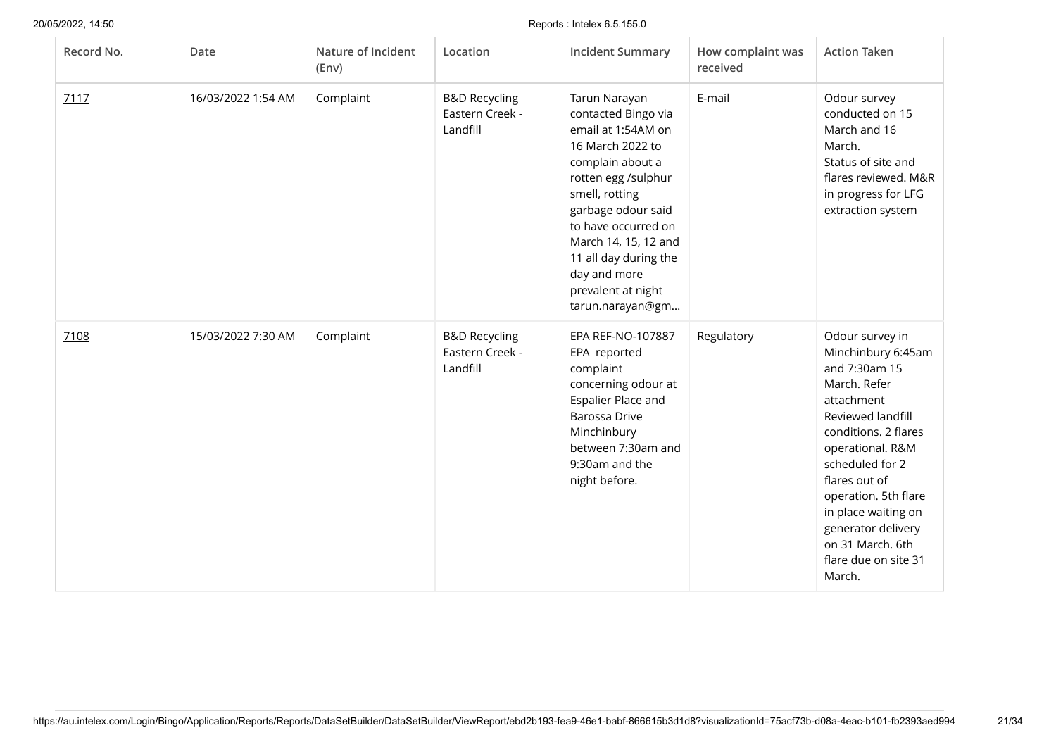| Record No. | Date | Nature of Incident (Env) | Location | Incident Summary | How complaint was received | Action Taken |
| --- | --- | --- | --- | --- | --- | --- |
| 7117 | 16/03/2022 1:54 AM | Complaint | B&D Recycling Eastern Creek - Landfill | Tarun Narayan contacted Bingo via email at 1:54AM on 16 March 2022 to complain about a rotten egg /sulphur smell, rotting garbage odour said to have occurred on March 14, 15, 12 and 11 all day during the day and more prevalent at night tarun.narayan@gm... | E-mail | Odour survey conducted on 15 March and 16 March. Status of site and flares reviewed. M&R in progress for LFG extraction system |
| 7108 | 15/03/2022 7:30 AM | Complaint | B&D Recycling Eastern Creek - Landfill | EPA REF-NO-107887 EPA reported complaint concerning odour at Espalier Place and Barossa Drive Minchinbury between 7:30am and 9:30am and the night before. | Regulatory | Odour survey in Minchinbury 6:45am and 7:30am 15 March. Refer attachment Reviewed landfill conditions. 2 flares operational. R&M scheduled for 2 flares out of operation. 5th flare in place waiting on generator delivery on 31 March. 6th flare due on site 31 March. |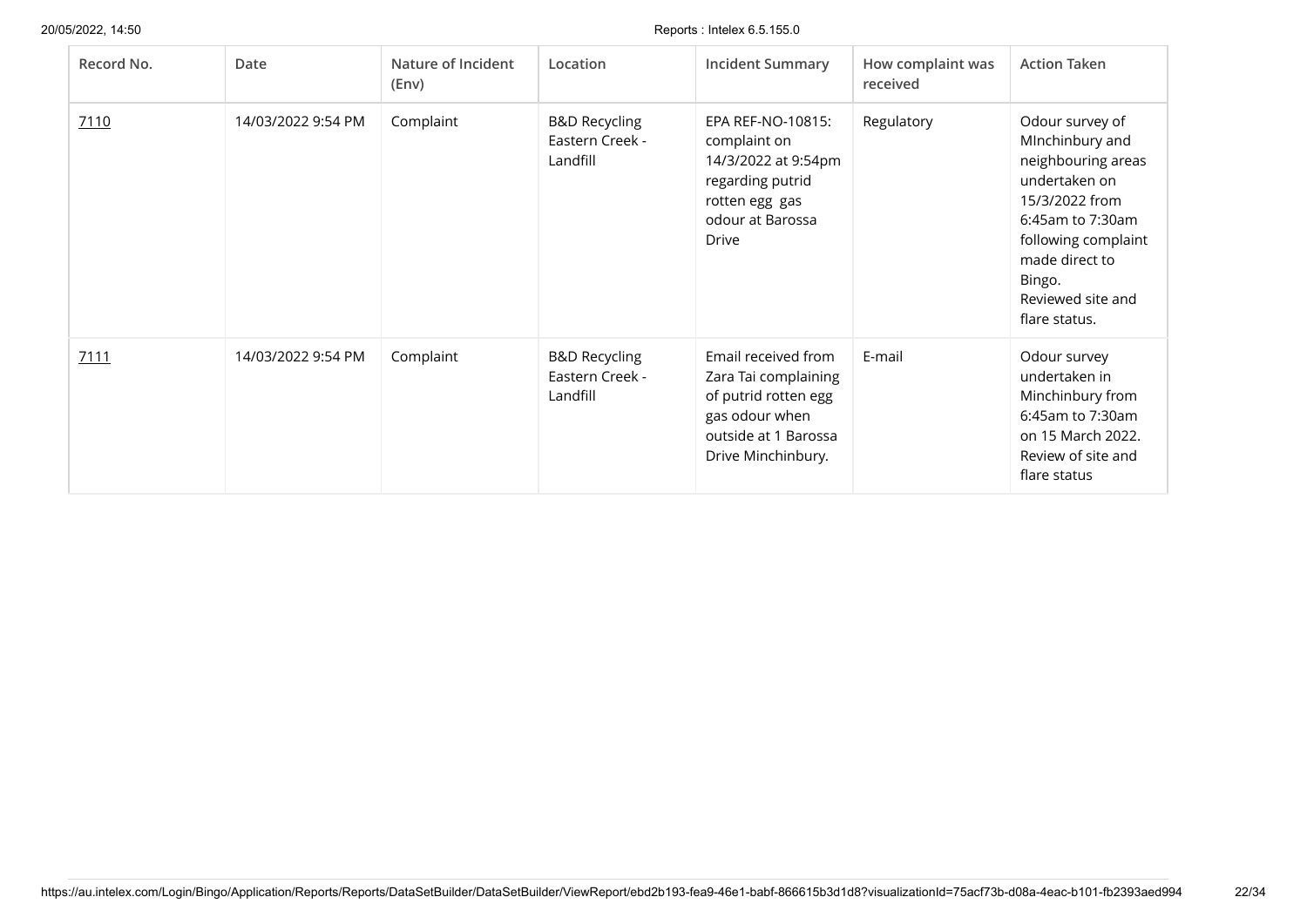| Record No. | Date | Nature of Incident (Env) | Location | Incident Summary | How complaint was received | Action Taken |
|---|---|---|---|---|---|---|
| 7110 | 14/03/2022 9:54 PM | Complaint | B&D Recycling Eastern Creek - Landfill | EPA REF-NO-10815: complaint on 14/3/2022 at 9:54pm regarding putrid rotten egg gas odour at Barossa Drive | Regulatory | Odour survey of MInchinbury and neighbouring areas undertaken on 15/3/2022 from 6:45am to 7:30am following complaint made direct to Bingo. Reviewed site and flare status. |
| 7111 | 14/03/2022 9:54 PM | Complaint | B&D Recycling Eastern Creek - Landfill | Email received from Zara Tai complaining of putrid rotten egg gas odour when outside at 1 Barossa Drive Minchinbury. | E-mail | Odour survey undertaken in Minchinbury from 6:45am to 7:30am on 15 March 2022. Review of site and flare status |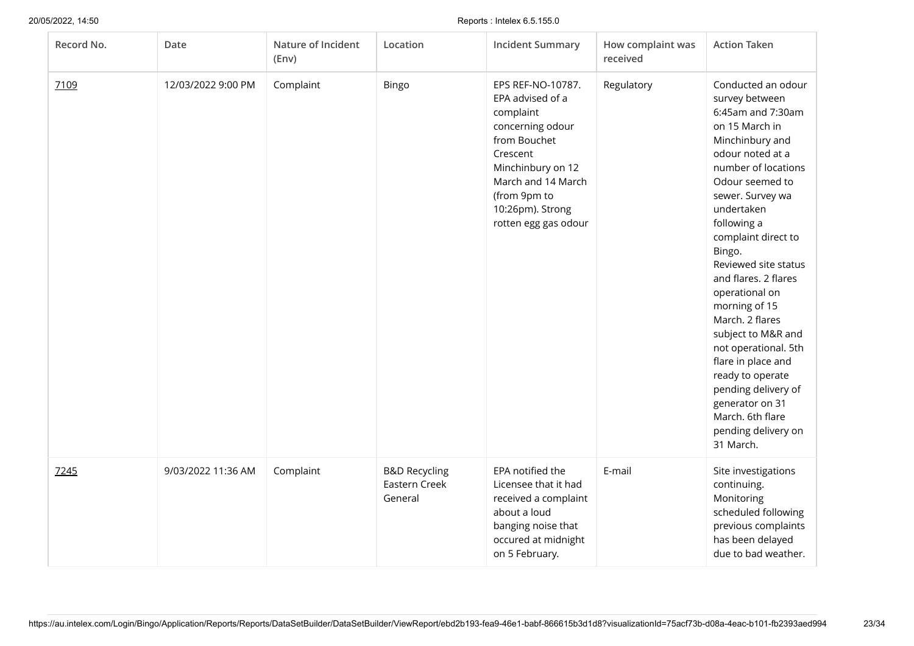| Record No. | Date | Nature of Incident (Env) | Location | Incident Summary | How complaint was received | Action Taken |
|---|---|---|---|---|---|---|
| 7109 | 12/03/2022 9:00 PM | Complaint | Bingo | EPS REF-NO-10787. EPA advised of a complaint concerning odour from Bouchet Crescent Minchinbury on 12 March and 14 March (from 9pm to 10:26pm). Strong rotten egg gas odour | Regulatory | Conducted an odour survey between 6:45am and 7:30am on 15 March in Minchinbury and odour noted at a number of locations Odour seemed to sewer. Survey wa undertaken following a complaint direct to Bingo. Reviewed site status and flares. 2 flares operational on morning of 15 March. 2 flares subject to M&R and not operational. 5th flare in place and ready to operate pending delivery of generator on 31 March. 6th flare pending delivery on 31 March. |
| 7245 | 9/03/2022 11:36 AM | Complaint | B&D Recycling Eastern Creek General | EPA notified the Licensee that it had received a complaint about a loud banging noise that occured at midnight on 5 February. | E-mail | Site investigations continuing. Monitoring scheduled following previous complaints has been delayed due to bad weather. |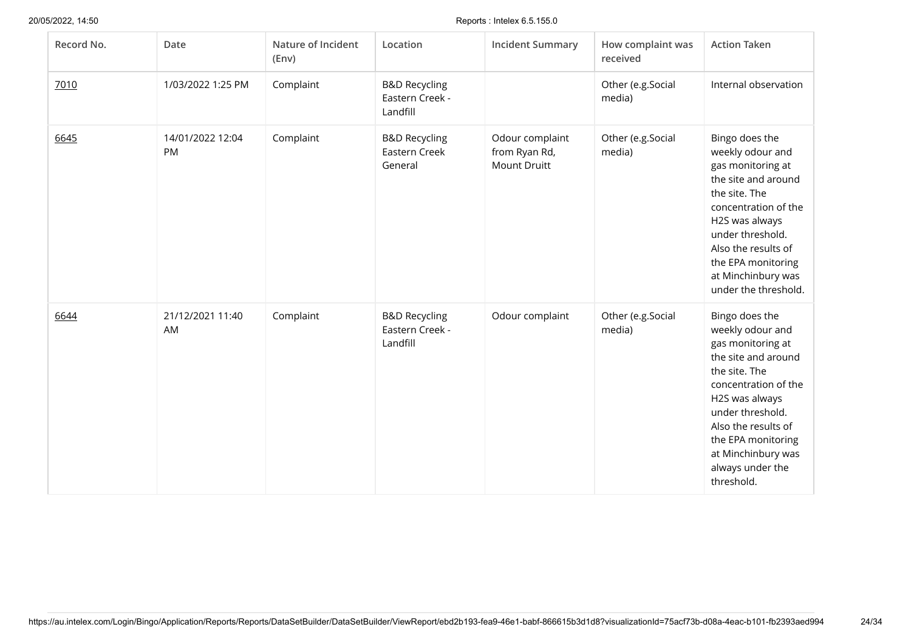| Record No. | Date | Nature of Incident (Env) | Location | Incident Summary | How complaint was received | Action Taken |
|---|---|---|---|---|---|---|
| 7010 | 1/03/2022 1:25 PM | Complaint | B&D Recycling Eastern Creek - Landfill | | Other (e.g.Social media) | Internal observation |
| 6645 | 14/01/2022 12:04 PM | Complaint | B&D Recycling Eastern Creek General | Odour complaint from Ryan Rd, Mount Druitt | Other (e.g.Social media) | Bingo does the weekly odour and gas monitoring at the site and around the site. The concentration of the H2S was always under threshold. Also the results of the EPA monitoring at Minchinbury was under the threshold. |
| 6644 | 21/12/2021 11:40 AM | Complaint | B&D Recycling Eastern Creek - Landfill | Odour complaint | Other (e.g.Social media) | Bingo does the weekly odour and gas monitoring at the site and around the site. The concentration of the H2S was always under threshold. Also the results of the EPA monitoring at Minchinbury was always under the threshold. |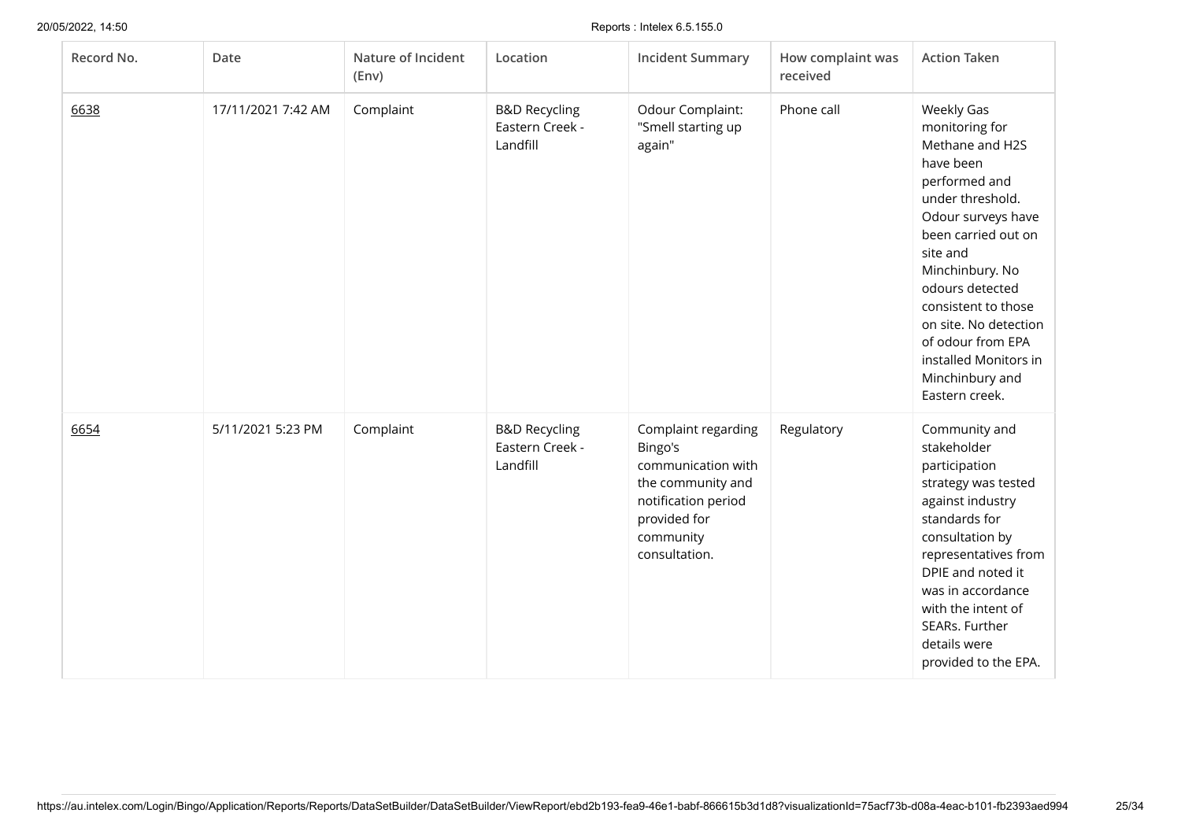| Record No. | Date | Nature of Incident (Env) | Location | Incident Summary | How complaint was received | Action Taken |
|---|---|---|---|---|---|---|
| 6638 | 17/11/2021 7:42 AM | Complaint | B&D Recycling Eastern Creek - Landfill | Odour Complaint: "Smell starting up again" | Phone call | Weekly Gas monitoring for Methane and H2S have been performed and under threshold. Odour surveys have been carried out on site and Minchinbury. No odours detected consistent to those on site. No detection of odour from EPA installed Monitors in Minchinbury and Eastern creek. |
| 6654 | 5/11/2021 5:23 PM | Complaint | B&D Recycling Eastern Creek - Landfill | Complaint regarding Bingo's communication with the community and notification period provided for community consultation. | Regulatory | Community and stakeholder participation strategy was tested against industry standards for consultation by representatives from DPIE and noted it was in accordance with the intent of SEARs. Further details were provided to the EPA. |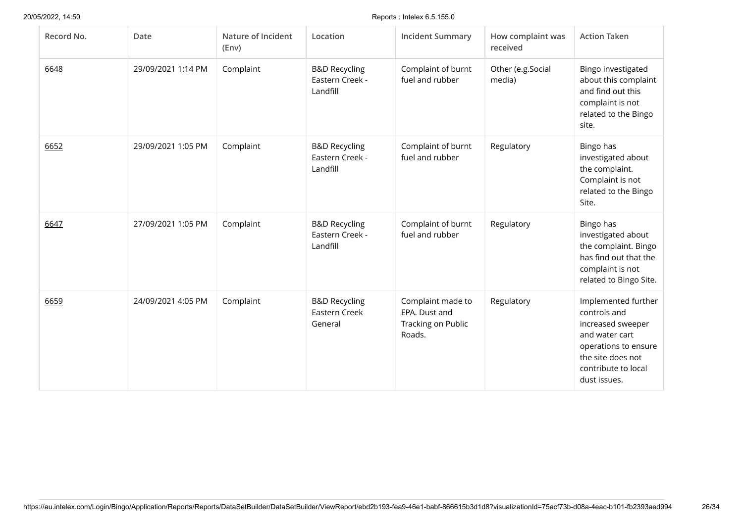| Record No. | Date | Nature of Incident (Env) | Location | Incident Summary | How complaint was received | Action Taken |
|---|---|---|---|---|---|---|
| 6648 | 29/09/2021 1:14 PM | Complaint | B&D Recycling Eastern Creek - Landfill | Complaint of burnt fuel and rubber | Other (e.g.Social media) | Bingo investigated about this complaint and find out this complaint is not related to the Bingo site. |
| 6652 | 29/09/2021 1:05 PM | Complaint | B&D Recycling Eastern Creek - Landfill | Complaint of burnt fuel and rubber | Regulatory | Bingo has investigated about the complaint. Complaint is not related to the Bingo Site. |
| 6647 | 27/09/2021 1:05 PM | Complaint | B&D Recycling Eastern Creek - Landfill | Complaint of burnt fuel and rubber | Regulatory | Bingo has investigated about the complaint. Bingo has find out that the complaint is not related to Bingo Site. |
| 6659 | 24/09/2021 4:05 PM | Complaint | B&D Recycling Eastern Creek General | Complaint made to EPA. Dust and Tracking on Public Roads. | Regulatory | Implemented further controls and increased sweeper and water cart operations to ensure the site does not contribute to local dust issues. |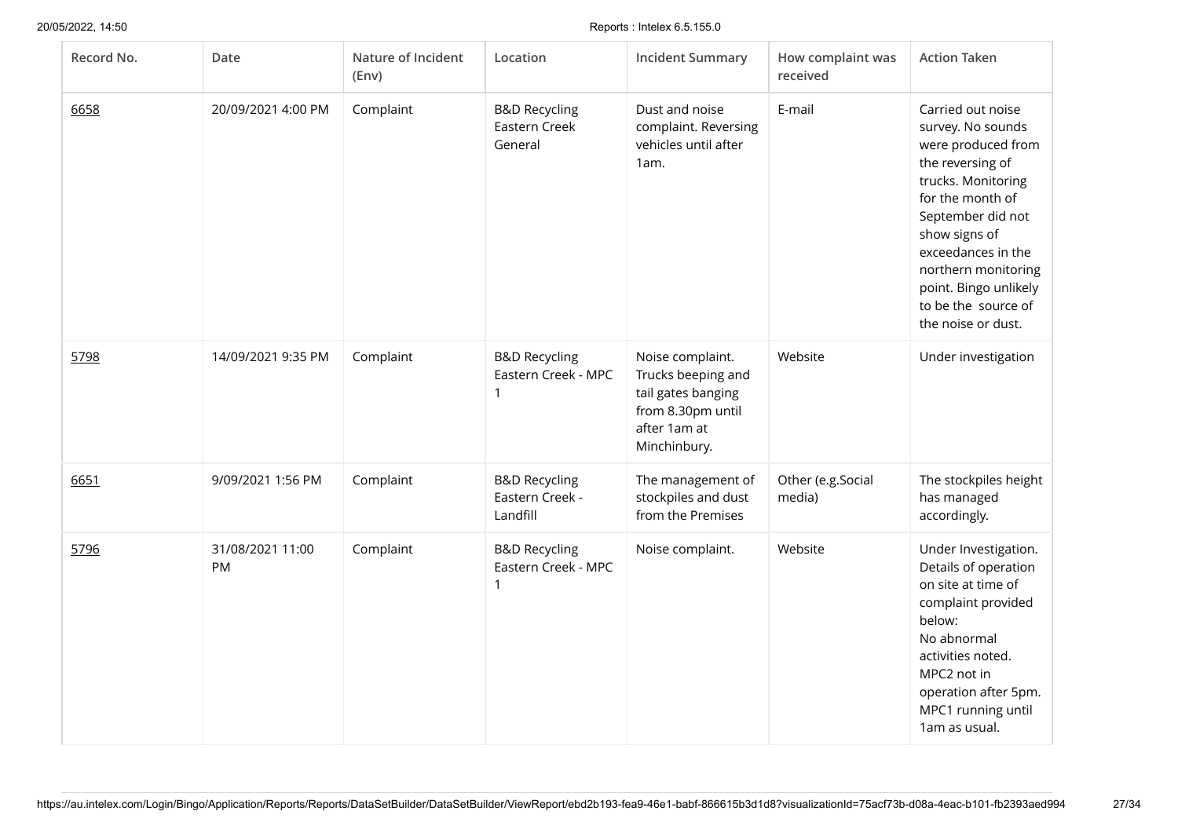| Record No. | Date | Nature of Incident (Env) | Location | Incident Summary | How complaint was received | Action Taken |
| --- | --- | --- | --- | --- | --- | --- |
| 6658 | 20/09/2021 4:00 PM | Complaint | B&D Recycling Eastern Creek General | Dust and noise complaint. Reversing vehicles until after 1am. | E-mail | Carried out noise survey. No sounds were produced from the reversing of trucks. Monitoring for the month of September did not show signs of exceedances in the northern monitoring point. Bingo unlikely to be the source of the noise or dust. |
| 5798 | 14/09/2021 9:35 PM | Complaint | B&D Recycling Eastern Creek - MPC 1 | Noise complaint. Trucks beeping and tail gates banging from 8.30pm until after 1am at Minchinbury. | Website | Under investigation |
| 6651 | 9/09/2021 1:56 PM | Complaint | B&D Recycling Eastern Creek - Landfill | The management of stockpiles and dust from the Premises | Other (e.g.Social media) | The stockpiles height has managed accordingly. |
| 5796 | 31/08/2021 11:00 PM | Complaint | B&D Recycling Eastern Creek - MPC 1 | Noise complaint. | Website | Under Investigation. Details of operation on site at time of complaint provided below: No abnormal activities noted. MPC2 not in operation after 5pm. MPC1 running until 1am as usual. |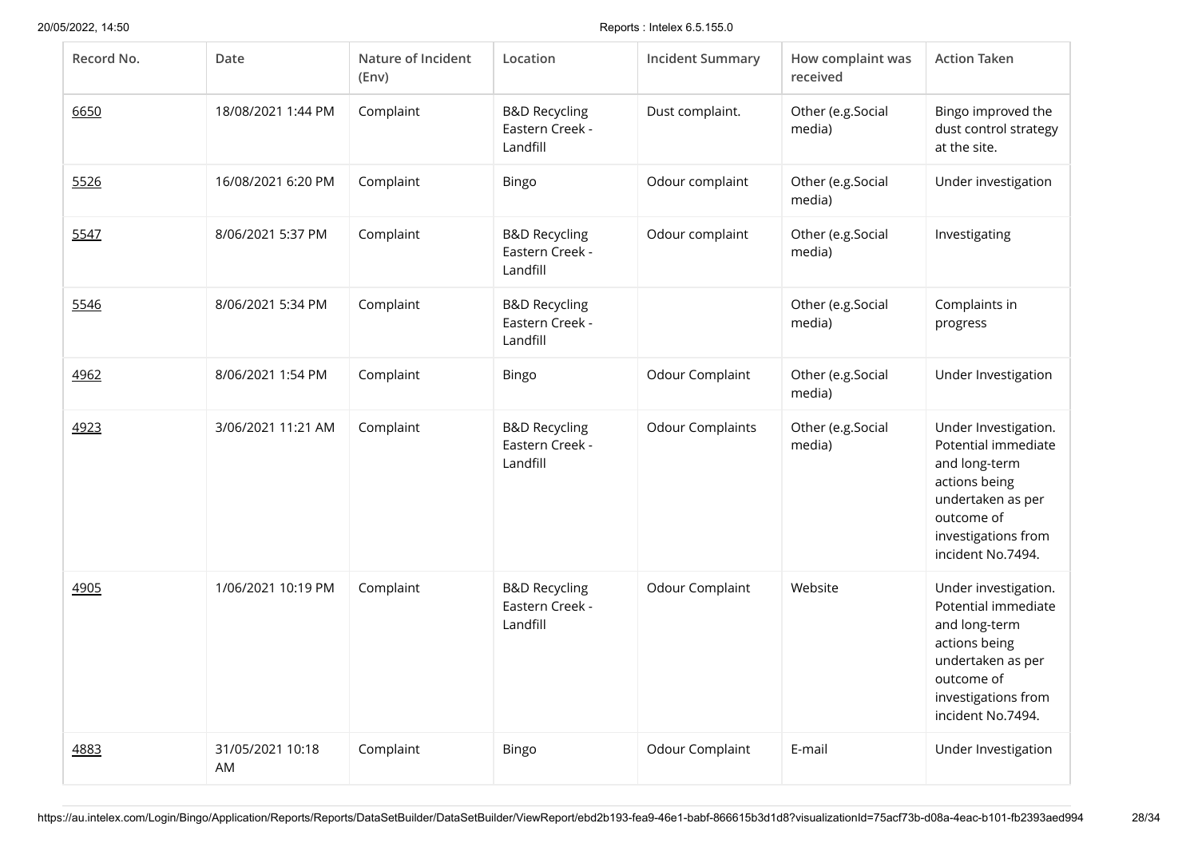| Record No. | Date | Nature of Incident (Env) | Location | Incident Summary | How complaint was received | Action Taken |
|---|---|---|---|---|---|---|
| 6650 | 18/08/2021 1:44 PM | Complaint | B&D Recycling Eastern Creek - Landfill | Dust complaint. | Other (e.g.Social media) | Bingo improved the dust control strategy at the site. |
| 5526 | 16/08/2021 6:20 PM | Complaint | Bingo | Odour complaint | Other (e.g.Social media) | Under investigation |
| 5547 | 8/06/2021 5:37 PM | Complaint | B&D Recycling Eastern Creek - Landfill | Odour complaint | Other (e.g.Social media) | Investigating |
| 5546 | 8/06/2021 5:34 PM | Complaint | B&D Recycling Eastern Creek - Landfill | | Other (e.g.Social media) | Complaints in progress |
| 4962 | 8/06/2021 1:54 PM | Complaint | Bingo | Odour Complaint | Other (e.g.Social media) | Under Investigation |
| 4923 | 3/06/2021 11:21 AM | Complaint | B&D Recycling Eastern Creek - Landfill | Odour Complaints | Other (e.g.Social media) | Under Investigation. Potential immediate and long-term actions being undertaken as per outcome of investigations from incident No.7494. |
| 4905 | 1/06/2021 10:19 PM | Complaint | B&D Recycling Eastern Creek - Landfill | Odour Complaint | Website | Under investigation. Potential immediate and long-term actions being undertaken as per outcome of investigations from incident No.7494. |
| 4883 | 31/05/2021 10:18 AM | Complaint | Bingo | Odour Complaint | E-mail | Under Investigation |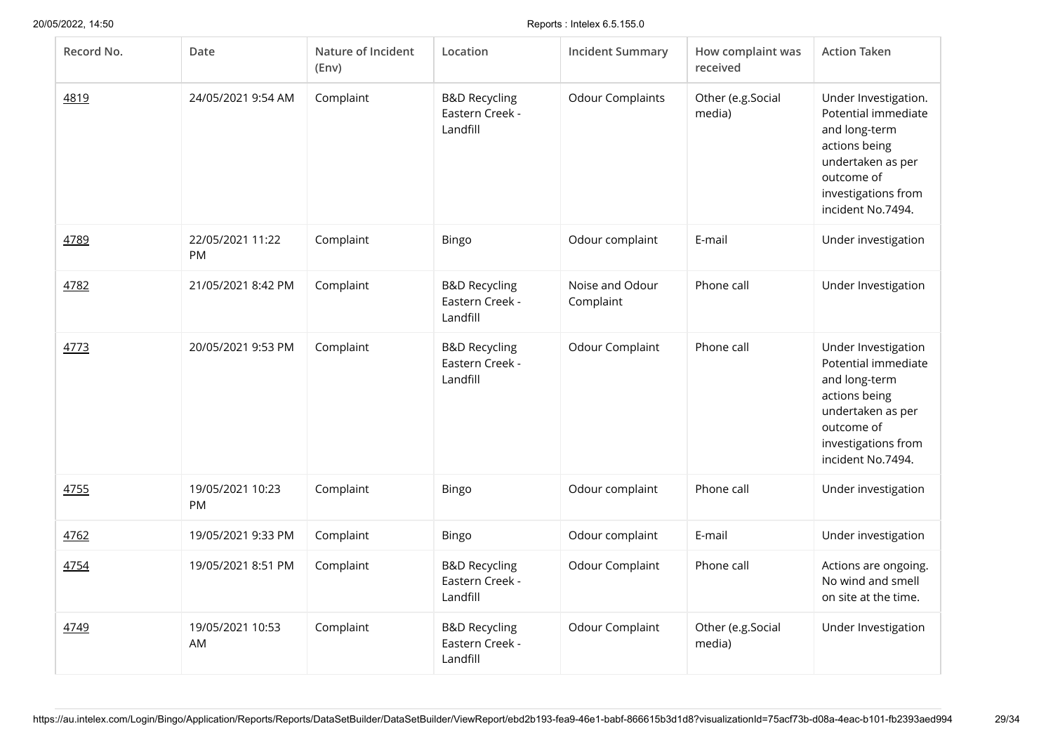| Record No. | Date | Nature of Incident (Env) | Location | Incident Summary | How complaint was received | Action Taken |
|---|---|---|---|---|---|---|
| 4819 | 24/05/2021 9:54 AM | Complaint | B&D Recycling Eastern Creek - Landfill | Odour Complaints | Other (e.g.Social media) | Under Investigation. Potential immediate and long-term actions being undertaken as per outcome of investigations from incident No.7494. |
| 4789 | 22/05/2021 11:22 PM | Complaint | Bingo | Odour complaint | E-mail | Under investigation |
| 4782 | 21/05/2021 8:42 PM | Complaint | B&D Recycling Eastern Creek - Landfill | Noise and Odour Complaint | Phone call | Under Investigation |
| 4773 | 20/05/2021 9:53 PM | Complaint | B&D Recycling Eastern Creek - Landfill | Odour Complaint | Phone call | Under Investigation Potential immediate and long-term actions being undertaken as per outcome of investigations from incident No.7494. |
| 4755 | 19/05/2021 10:23 PM | Complaint | Bingo | Odour complaint | Phone call | Under investigation |
| 4762 | 19/05/2021 9:33 PM | Complaint | Bingo | Odour complaint | E-mail | Under investigation |
| 4754 | 19/05/2021 8:51 PM | Complaint | B&D Recycling Eastern Creek - Landfill | Odour Complaint | Phone call | Actions are ongoing. No wind and smell on site at the time. |
| 4749 | 19/05/2021 10:53 AM | Complaint | B&D Recycling Eastern Creek - Landfill | Odour Complaint | Other (e.g.Social media) | Under Investigation |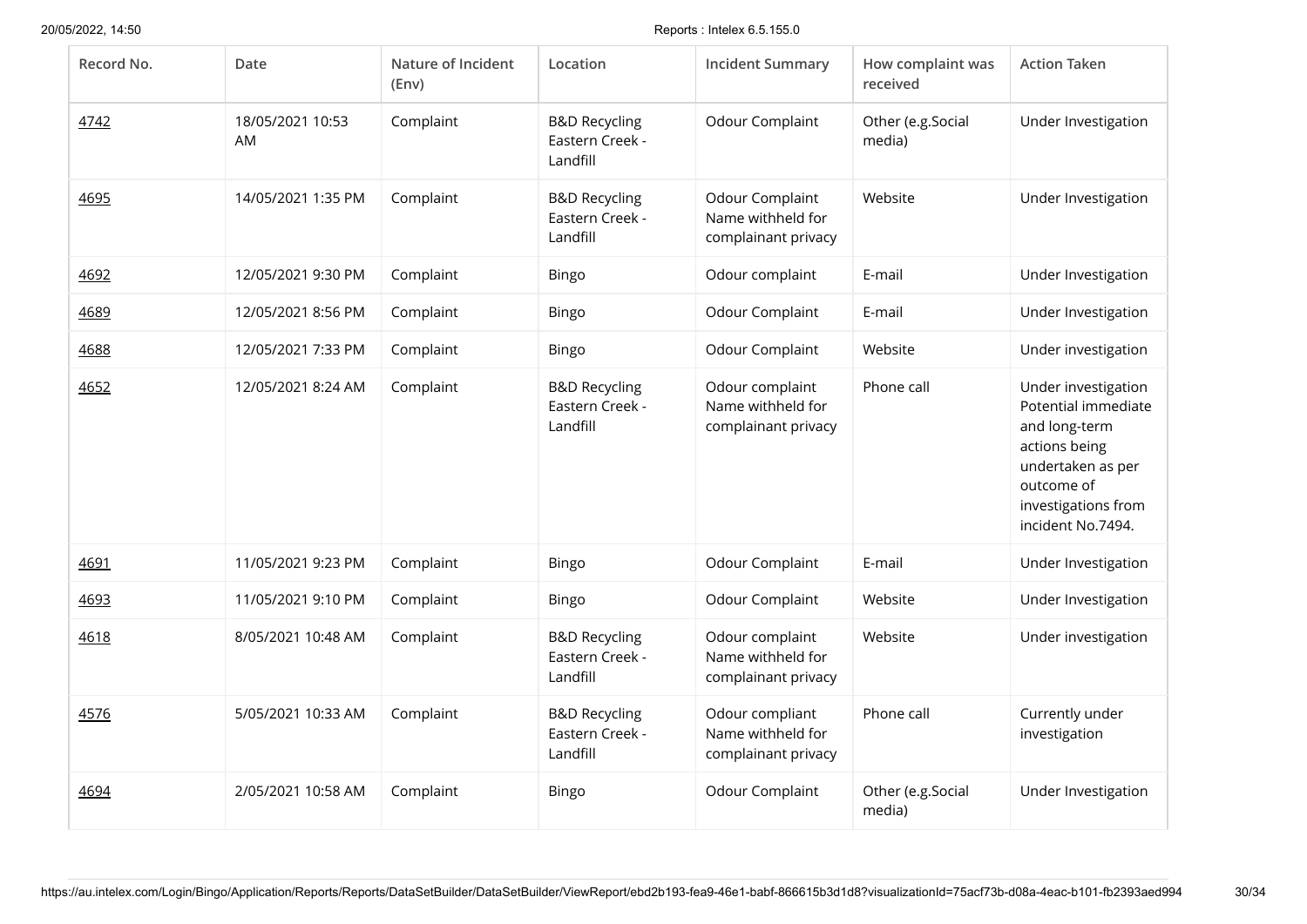| Record No. | Date | Nature of Incident (Env) | Location | Incident Summary | How complaint was received | Action Taken |
|---|---|---|---|---|---|---|
| 4742 | 18/05/2021 10:53 AM | Complaint | B&D Recycling Eastern Creek - Landfill | Odour Complaint | Other (e.g.Social media) | Under Investigation |
| 4695 | 14/05/2021 1:35 PM | Complaint | B&D Recycling Eastern Creek - Landfill | Odour Complaint Name withheld for complainant privacy | Website | Under Investigation |
| 4692 | 12/05/2021 9:30 PM | Complaint | Bingo | Odour complaint | E-mail | Under Investigation |
| 4689 | 12/05/2021 8:56 PM | Complaint | Bingo | Odour Complaint | E-mail | Under Investigation |
| 4688 | 12/05/2021 7:33 PM | Complaint | Bingo | Odour Complaint | Website | Under investigation |
| 4652 | 12/05/2021 8:24 AM | Complaint | B&D Recycling Eastern Creek - Landfill | Odour complaint Name withheld for complainant privacy | Phone call | Under investigation Potential immediate and long-term actions being undertaken as per outcome of investigations from incident No.7494. |
| 4691 | 11/05/2021 9:23 PM | Complaint | Bingo | Odour Complaint | E-mail | Under Investigation |
| 4693 | 11/05/2021 9:10 PM | Complaint | Bingo | Odour Complaint | Website | Under Investigation |
| 4618 | 8/05/2021 10:48 AM | Complaint | B&D Recycling Eastern Creek - Landfill | Odour complaint Name withheld for complainant privacy | Website | Under investigation |
| 4576 | 5/05/2021 10:33 AM | Complaint | B&D Recycling Eastern Creek - Landfill | Odour compliant Name withheld for complainant privacy | Phone call | Currently under investigation |
| 4694 | 2/05/2021 10:58 AM | Complaint | Bingo | Odour Complaint | Other (e.g.Social media) | Under Investigation |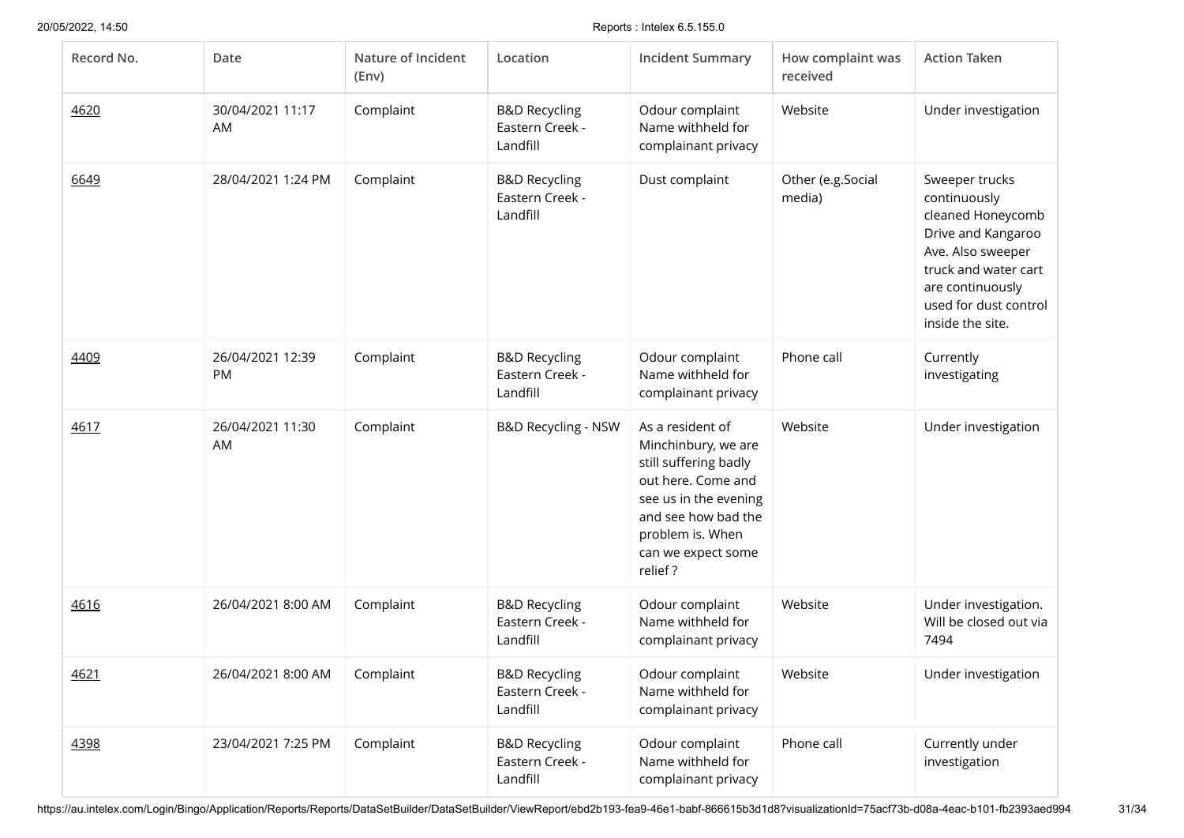| Record No. | Date | Nature of Incident (Env) | Location | Incident Summary | How complaint was received | Action Taken |
|---|---|---|---|---|---|---|
| 4620 | 30/04/2021 11:17 AM | Complaint | B&D Recycling Eastern Creek - Landfill | Odour complaint Name withheld for complainant privacy | Website | Under investigation |
| 6649 | 28/04/2021 1:24 PM | Complaint | B&D Recycling Eastern Creek - Landfill | Dust complaint | Other (e.g.Social media) | Sweeper trucks continuously cleaned Honeycomb Drive and Kangaroo Ave. Also sweeper truck and water cart are continuously used for dust control inside the site. |
| 4409 | 26/04/2021 12:39 PM | Complaint | B&D Recycling Eastern Creek - Landfill | Odour complaint Name withheld for complainant privacy | Phone call | Currently investigating |
| 4617 | 26/04/2021 11:30 AM | Complaint | B&D Recycling - NSW | As a resident of Minchinbury, we are still suffering badly out here. Come and see us in the evening and see how bad the problem is. When can we expect some relief ? | Website | Under investigation |
| 4616 | 26/04/2021 8:00 AM | Complaint | B&D Recycling Eastern Creek - Landfill | Odour complaint Name withheld for complainant privacy | Website | Under investigation. Will be closed out via 7494 |
| 4621 | 26/04/2021 8:00 AM | Complaint | B&D Recycling Eastern Creek - Landfill | Odour complaint Name withheld for complainant privacy | Website | Under investigation |
| 4398 | 23/04/2021 7:25 PM | Complaint | B&D Recycling Eastern Creek - Landfill | Odour complaint Name withheld for complainant privacy | Phone call | Currently under investigation |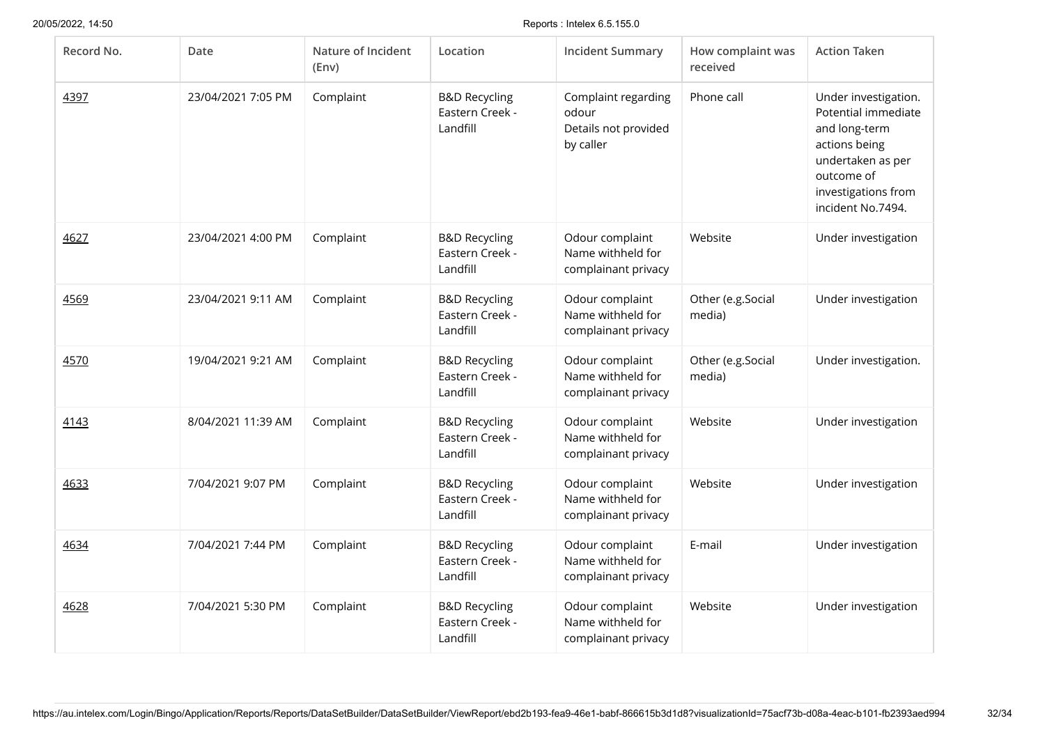| Record No. | Date | Nature of Incident (Env) | Location | Incident Summary | How complaint was received | Action Taken |
|---|---|---|---|---|---|---|
| 4397 | 23/04/2021 7:05 PM | Complaint | B&D Recycling Eastern Creek - Landfill | Complaint regarding odour Details not provided by caller | Phone call | Under investigation. Potential immediate and long-term actions being undertaken as per outcome of investigations from incident No.7494. |
| 4627 | 23/04/2021 4:00 PM | Complaint | B&D Recycling Eastern Creek - Landfill | Odour complaint Name withheld for complainant privacy | Website | Under investigation |
| 4569 | 23/04/2021 9:11 AM | Complaint | B&D Recycling Eastern Creek - Landfill | Odour complaint Name withheld for complainant privacy | Other (e.g.Social media) | Under investigation |
| 4570 | 19/04/2021 9:21 AM | Complaint | B&D Recycling Eastern Creek - Landfill | Odour complaint Name withheld for complainant privacy | Other (e.g.Social media) | Under investigation. |
| 4143 | 8/04/2021 11:39 AM | Complaint | B&D Recycling Eastern Creek - Landfill | Odour complaint Name withheld for complainant privacy | Website | Under investigation |
| 4633 | 7/04/2021 9:07 PM | Complaint | B&D Recycling Eastern Creek - Landfill | Odour complaint Name withheld for complainant privacy | Website | Under investigation |
| 4634 | 7/04/2021 7:44 PM | Complaint | B&D Recycling Eastern Creek - Landfill | Odour complaint Name withheld for complainant privacy | E-mail | Under investigation |
| 4628 | 7/04/2021 5:30 PM | Complaint | B&D Recycling Eastern Creek - Landfill | Odour complaint Name withheld for complainant privacy | Website | Under investigation |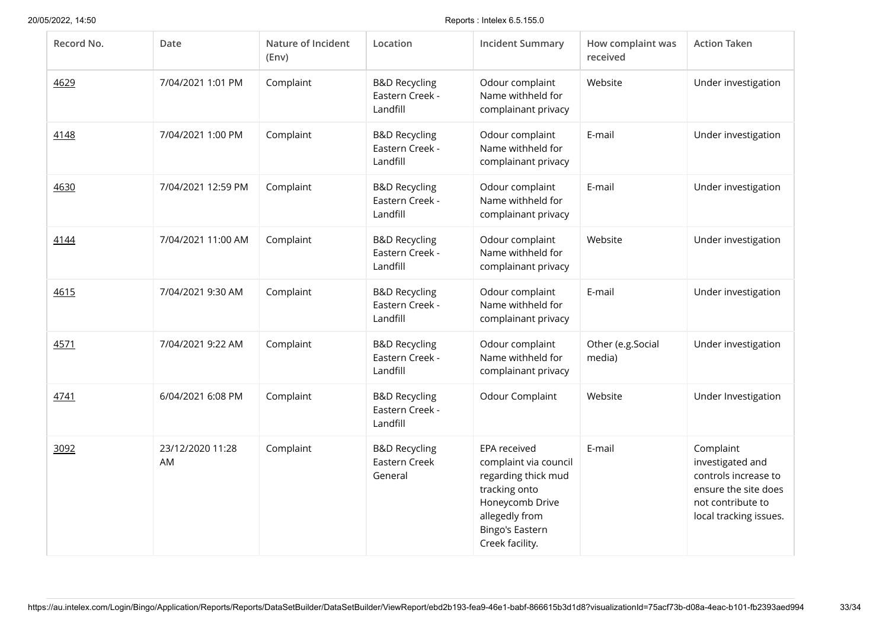| Record No. | Date | Nature of Incident (Env) | Location | Incident Summary | How complaint was received | Action Taken |
|---|---|---|---|---|---|---|
| 4629 | 7/04/2021 1:01 PM | Complaint | B&D Recycling Eastern Creek - Landfill | Odour complaint Name withheld for complainant privacy | Website | Under investigation |
| 4148 | 7/04/2021 1:00 PM | Complaint | B&D Recycling Eastern Creek - Landfill | Odour complaint Name withheld for complainant privacy | E-mail | Under investigation |
| 4630 | 7/04/2021 12:59 PM | Complaint | B&D Recycling Eastern Creek - Landfill | Odour complaint Name withheld for complainant privacy | E-mail | Under investigation |
| 4144 | 7/04/2021 11:00 AM | Complaint | B&D Recycling Eastern Creek - Landfill | Odour complaint Name withheld for complainant privacy | Website | Under investigation |
| 4615 | 7/04/2021 9:30 AM | Complaint | B&D Recycling Eastern Creek - Landfill | Odour complaint Name withheld for complainant privacy | E-mail | Under investigation |
| 4571 | 7/04/2021 9:22 AM | Complaint | B&D Recycling Eastern Creek - Landfill | Odour complaint Name withheld for complainant privacy | Other (e.g.Social media) | Under investigation |
| 4741 | 6/04/2021 6:08 PM | Complaint | B&D Recycling Eastern Creek - Landfill | Odour Complaint | Website | Under Investigation |
| 3092 | 23/12/2020 11:28 AM | Complaint | B&D Recycling Eastern Creek General | EPA received complaint via council regarding thick mud tracking onto Honeycomb Drive allegedly from Bingo's Eastern Creek facility. | E-mail | Complaint investigated and controls increase to ensure the site does not contribute to local tracking issues. |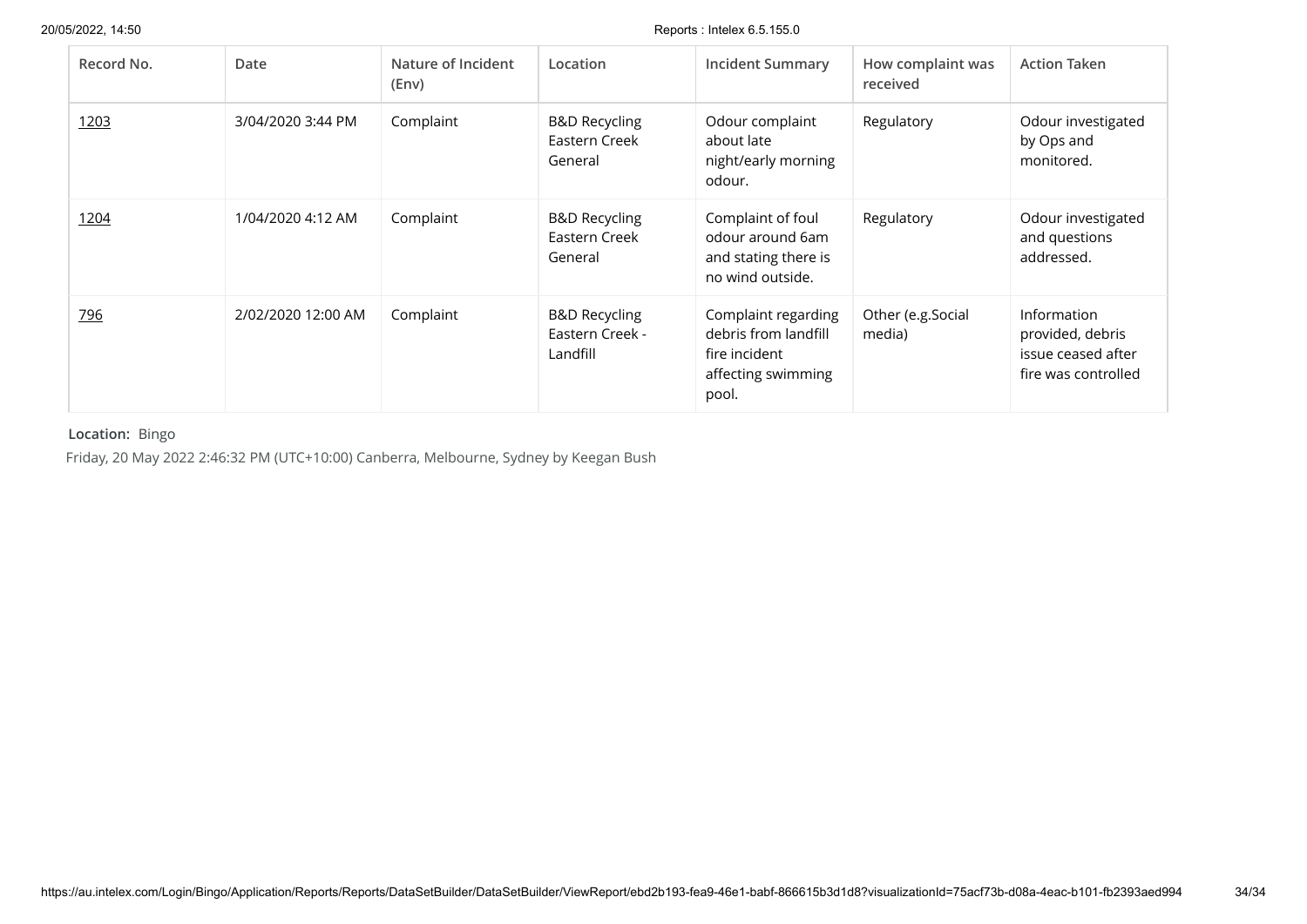| Record No. | Date | Nature of Incident (Env) | Location | Incident Summary | How complaint was received | Action Taken |
|---|---|---|---|---|---|---|
| 1203 | 3/04/2020 3:44 PM | Complaint | B&D Recycling Eastern Creek General | Odour complaint about late night/early morning odour. | Regulatory | Odour investigated by Ops and monitored. |
| 1204 | 1/04/2020 4:12 AM | Complaint | B&D Recycling Eastern Creek General | Complaint of foul odour around 6am and stating there is no wind outside. | Regulatory | Odour investigated and questions addressed. |
| 796 | 2/02/2020 12:00 AM | Complaint | B&D Recycling Eastern Creek - Landfill | Complaint regarding debris from landfill fire incident affecting swimming pool. | Other (e.g.Social media) | Information provided, debris issue ceased after fire was controlled |

**Location:** Bingo

Friday, 20 May 2022 2:46:32 PM (UTC+10:00) Canberra, Melbourne, Sydney by Keegan Bush